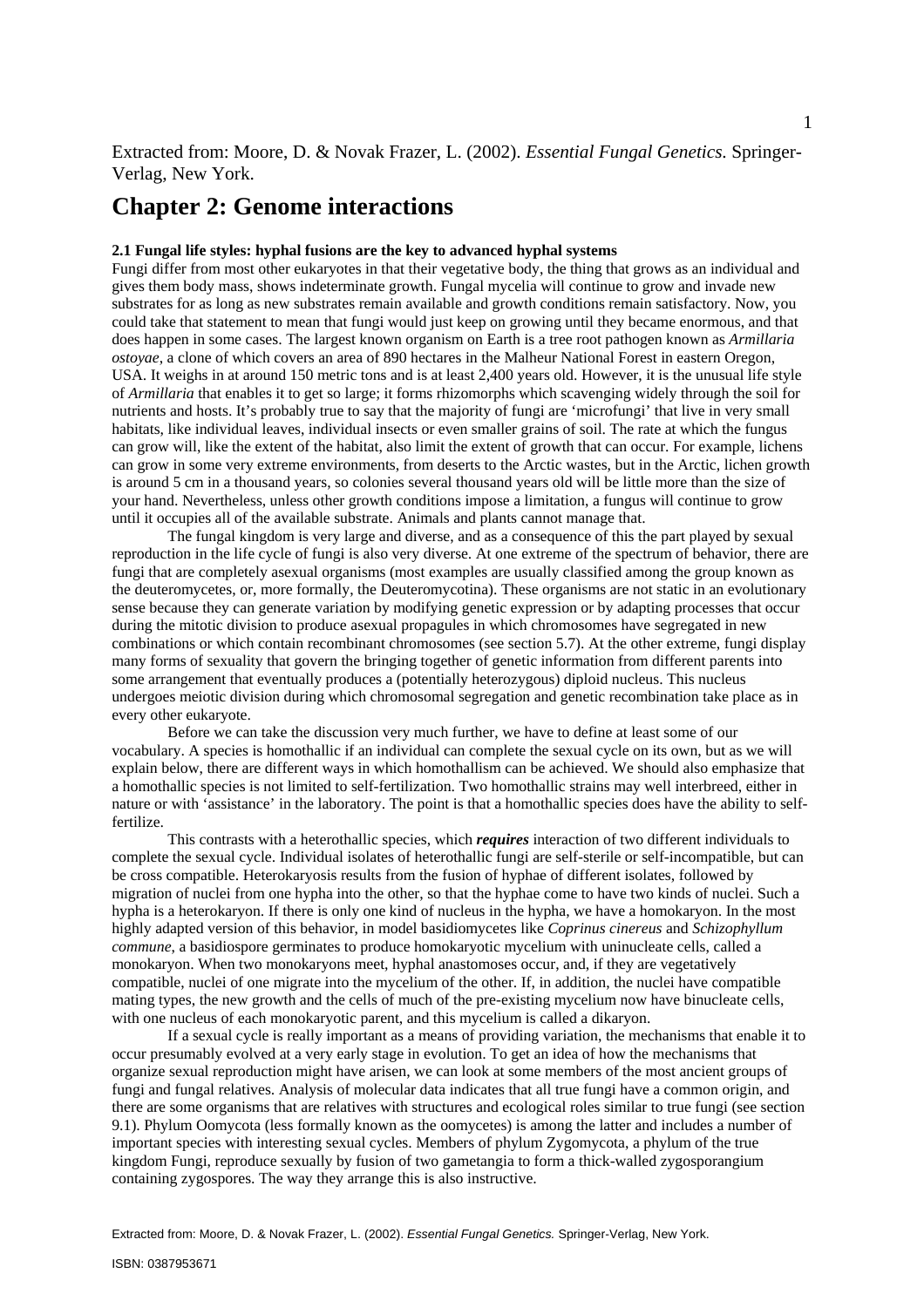Extracted from: Moore, D. & Novak Frazer, L. (2002). *Essential Fungal Genetics.* Springer-Verlag, New York.

# Chapter 2: Genome interactions

### 2.1 Fungal life styles: hyphal fusions are the key to advanced hyphal systems

Fungi differ from most other eukaryotes in that their vegetative body, the thing that grows as an individual and gives them body mass, shows indeterminate growth. Fungal mycelia will continue to grow and invade new substrates for as long as new substrates remain available and growth conditions remain satisfactory. Now, you could take that statement to mean that fungi would just keep on growing until they became enormous, and that does happen in some cases. The largest known organism on Earth is a tree root pathogen known as *Armillaria ostoyae*, a clone of which covers an area of 890 hectares in the Malheur National Forest in eastern Oregon, USA. It weighs in at around 150 metric tons and is at least 2,400 years old. However, it is the unusual life style of *Armillaria* that enables it to get so large; it forms rhizomorphs which scavenging widely through the soil for nutrients and hosts. It's probably true to say that the majority of fungi are 'microfungi' that live in very small habitats, like individual leaves, individual insects or even smaller grains of soil. The rate at which the fungus can grow will, like the extent of the habitat, also limit the extent of growth that can occur. For example, lichens can grow in some very extreme environments, from deserts to the Arctic wastes, but in the Arctic, lichen growth is around 5 cm in a thousand years, so colonies several thousand years old will be little more than the size of your hand. Nevertheless, unless other growth conditions impose a limitation, a fungus will continue to grow until it occupies all of the available substrate. Animals and plants cannot manage that.

The fungal kingdom is very large and diverse, and as a consequence of this the part played by sexual reproduction in the life cycle of fungi is also very diverse. At one extreme of the spectrum of behavior, there are fungi that are completely asexual organisms (most examples are usually classified among the group known as the deuteromycetes, or, more formally, the Deuteromycotina). These organisms are not static in an evolutionary sense because they can generate variation by modifying genetic expression or by adapting processes that occur during the mitotic division to produce asexual propagules in which chromosomes have segregated in new combinations or which contain recombinant chromosomes (see section 5.7). At the other extreme, fungi display many forms of sexuality that govern the bringing together of genetic information from different parents into some arrangement that eventually produces a (potentially heterozygous) diploid nucleus. This nucleus undergoes meiotic division during which chromosomal segregation and genetic recombination take place as in every other eukaryote.

Before we can take the discussion very much further, we have to define at least some of our vocabulary. A species is homothallic if an individual can complete the sexual cycle on its own, but as we will explain below, there are different ways in which homothallism can be achieved. We should also emphasize that a homothallic species is not limited to self-fertilization. Two homothallic strains may well interbreed, either in nature or with 'assistance' in the laboratory. The point is that a homothallic species does have the ability to self-fertilize.

This contrasts with a heterothallic species, which ***requires*** interaction of two different individuals to complete the sexual cycle. Individual isolates of heterothallic fungi are self-sterile or self-incompatible, but can be cross compatible. Heterokaryosis results from the fusion of hyphae of different isolates, followed by migration of nuclei from one hypha into the other, so that the hyphae come to have two kinds of nuclei. Such a hypha is a heterokaryon. If there is only one kind of nucleus in the hypha, we have a homokaryon. In the most highly adapted version of this behavior, in model basidiomycetes like *Coprinus cinereus* and *Schizophyllum commune*, a basidiospore germinates to produce homokaryotic mycelium with uninucleate cells, called a monokaryon. When two monokaryons meet, hyphal anastomoses occur, and, if they are vegetatively compatible, nuclei of one migrate into the mycelium of the other. If, in addition, the nuclei have compatible mating types, the new growth and the cells of much of the pre-existing mycelium now have binucleate cells, with one nucleus of each monokaryotic parent, and this mycelium is called a dikaryon.

If a sexual cycle is really important as a means of providing variation, the mechanisms that enable it to occur presumably evolved at a very early stage in evolution. To get an idea of how the mechanisms that organize sexual reproduction might have arisen, we can look at some members of the most ancient groups of fungi and fungal relatives. Analysis of molecular data indicates that all true fungi have a common origin, and there are some organisms that are relatives with structures and ecological roles similar to true fungi (see section 9.1). Phylum Oomycota (less formally known as the oomycetes) is among the latter and includes a number of important species with interesting sexual cycles. Members of phylum Zygomycota, a phylum of the true kingdom Fungi, reproduce sexually by fusion of two gametangia to form a thick-walled zygosporangium containing zygospores. The way they arrange this is also instructive.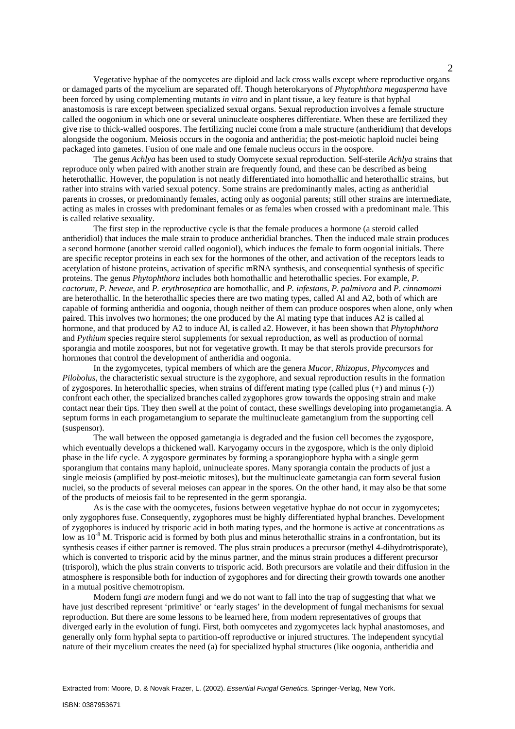Vegetative hyphae of the oomycetes are diploid and lack cross walls except where reproductive organs or damaged parts of the mycelium are separated off. Though heterokaryons of *Phytophthora megasperma* have been forced by using complementing mutants *in vitro* and in plant tissue, a key feature is that hyphal anastomosis is rare except between specialized sexual organs. Sexual reproduction involves a female structure called the oogonium in which one or several uninucleate oospheres differentiate. When these are fertilized they give rise to thick-walled oospores. The fertilizing nuclei come from a male structure (antheridium) that develops alongside the oogonium. Meiosis occurs in the oogonia and antheridia; the post-meiotic haploid nuclei being packaged into gametes. Fusion of one male and one female nucleus occurs in the oospore.

The genus *Achlya* has been used to study Oomycete sexual reproduction. Self-sterile *Achlya* strains that reproduce only when paired with another strain are frequently found, and these can be described as being heterothallic. However, the population is not neatly differentiated into homothallic and heterothallic strains, but rather into strains with varied sexual potency. Some strains are predominantly males, acting as antheridial parents in crosses, or predominantly females, acting only as oogonial parents; still other strains are intermediate, acting as males in crosses with predominant females or as females when crossed with a predominant male. This is called relative sexuality.

The first step in the reproductive cycle is that the female produces a hormone (a steroid called antheridiol) that induces the male strain to produce antheridial branches. Then the induced male strain produces a second hormone (another steroid called oogoniol), which induces the female to form oogonial initials. There are specific receptor proteins in each sex for the hormones of the other, and activation of the receptors leads to acetylation of histone proteins, activation of specific mRNA synthesis, and consequential synthesis of specific proteins. The genus *Phytophthora* includes both homothallic and heterothallic species. For example, *P. cactorum*, *P. heveae*, and *P. erythroseptica* are homothallic, and *P. infestans*, *P. palmivora* and *P. cinnamomi* are heterothallic. In the heterothallic species there are two mating types, called Al and A2, both of which are capable of forming antheridia and oogonia, though neither of them can produce oospores when alone, only when paired. This involves two hormones; the one produced by the Al mating type that induces A2 is called al hormone, and that produced by A2 to induce Al, is called a2. However, it has been shown that *Phytophthora* and *Pythium* species require sterol supplements for sexual reproduction, as well as production of normal sporangia and motile zoospores, but not for vegetative growth. It may be that sterols provide precursors for hormones that control the development of antheridia and oogonia.

In the zygomycetes, typical members of which are the genera *Mucor*, *Rhizopus*, *Phycomyces* and *Pilobolus*, the characteristic sexual structure is the zygophore, and sexual reproduction results in the formation of zygospores. In heterothallic species, when strains of different mating type (called plus (+) and minus (-)) confront each other, the specialized branches called zygophores grow towards the opposing strain and make contact near their tips. They then swell at the point of contact, these swellings developing into progametangia. A septum forms in each progametangium to separate the multinucleate gametangium from the supporting cell (suspensor).

The wall between the opposed gametangia is degraded and the fusion cell becomes the zygospore, which eventually develops a thickened wall. Karyogamy occurs in the zygospore, which is the only diploid phase in the life cycle. A zygospore germinates by forming a sporangiophore hypha with a single germ sporangium that contains many haploid, uninucleate spores. Many sporangia contain the products of just a single meiosis (amplified by post-meiotic mitoses), but the multinucleate gametangia can form several fusion nuclei, so the products of several meioses can appear in the spores. On the other hand, it may also be that some of the products of meiosis fail to be represented in the germ sporangia.

As is the case with the oomycetes, fusions between vegetative hyphae do not occur in zygomycetes; only zygophores fuse. Consequently, zygophores must be highly differentiated hyphal branches. Development of zygophores is induced by trisporic acid in both mating types, and the hormone is active at concentrations as low as $10^{-8}$ M. Trisporic acid is formed by both plus and minus heterothallic strains in a confrontation, but its synthesis ceases if either partner is removed. The plus strain produces a precursor (methyl 4-dihydrotrisporate), which is converted to trisporic acid by the minus partner, and the minus strain produces a different precursor (trisporol), which the plus strain converts to trisporic acid. Both precursors are volatile and their diffusion in the atmosphere is responsible both for induction of zygophores and for directing their growth towards one another in a mutual positive chemotropism.

Modern fungi *are* modern fungi and we do not want to fall into the trap of suggesting that what we have just described represent 'primitive' or 'early stages' in the development of fungal mechanisms for sexual reproduction. But there are some lessons to be learned here, from modern representatives of groups that diverged early in the evolution of fungi. First, both oomycetes and zygomycetes lack hyphal anastomoses, and generally only form hyphal septa to partition-off reproductive or injured structures. The independent syncytial nature of their mycelium creates the need (a) for specialized hyphal structures (like oogonia, antheridia and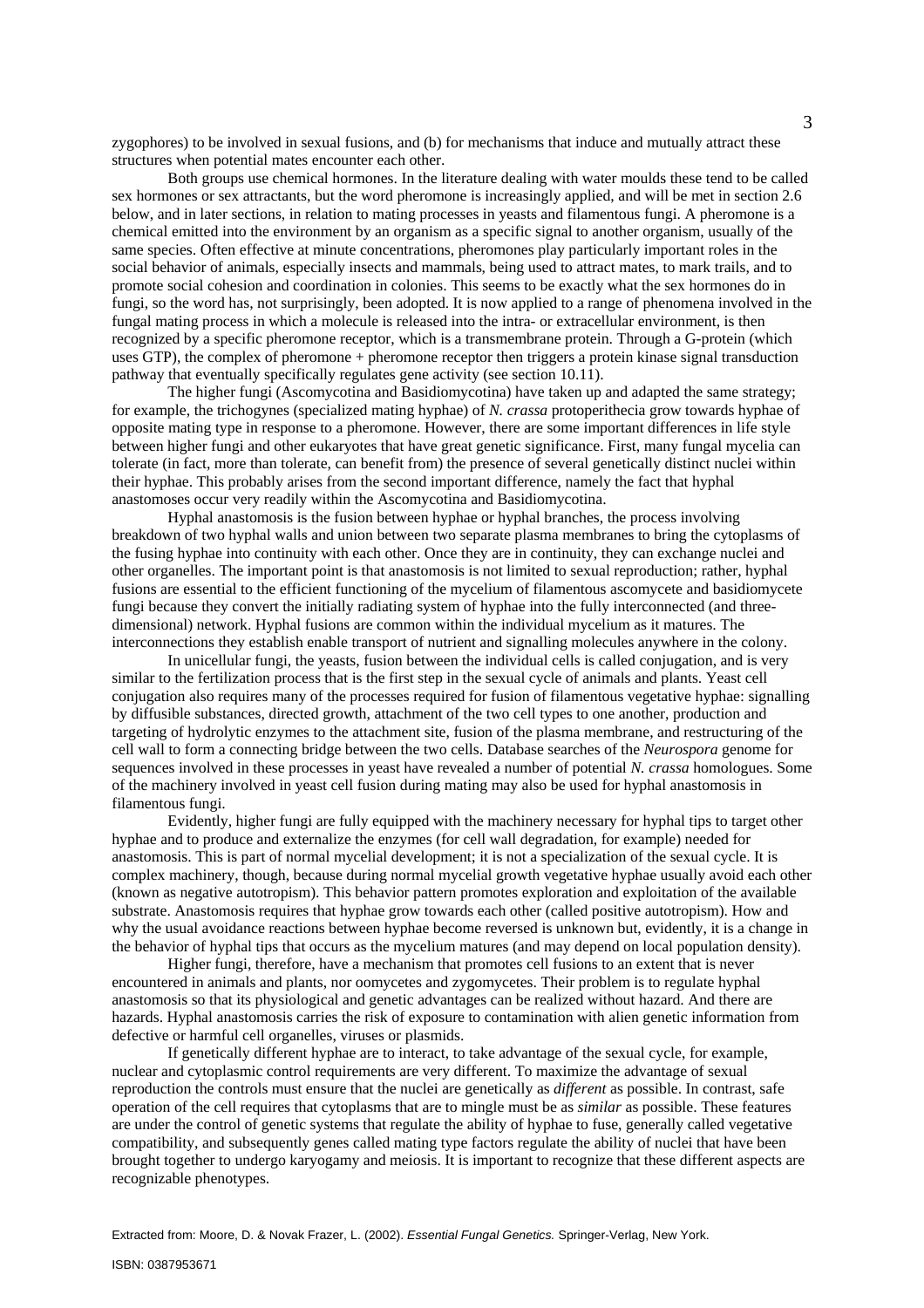zygophores) to be involved in sexual fusions, and (b) for mechanisms that induce and mutually attract these structures when potential mates encounter each other.

Both groups use chemical hormones. In the literature dealing with water moulds these tend to be called sex hormones or sex attractants, but the word pheromone is increasingly applied, and will be met in section 2.6 below, and in later sections, in relation to mating processes in yeasts and filamentous fungi. A pheromone is a chemical emitted into the environment by an organism as a specific signal to another organism, usually of the same species. Often effective at minute concentrations, pheromones play particularly important roles in the social behavior of animals, especially insects and mammals, being used to attract mates, to mark trails, and to promote social cohesion and coordination in colonies. This seems to be exactly what the sex hormones do in fungi, so the word has, not surprisingly, been adopted. It is now applied to a range of phenomena involved in the fungal mating process in which a molecule is released into the intra- or extracellular environment, is then recognized by a specific pheromone receptor, which is a transmembrane protein. Through a G-protein (which uses GTP), the complex of pheromone + pheromone receptor then triggers a protein kinase signal transduction pathway that eventually specifically regulates gene activity (see section 10.11).

The higher fungi (Ascomycotina and Basidiomycotina) have taken up and adapted the same strategy; for example, the trichogynes (specialized mating hyphae) of *N. crassa* protoperithecia grow towards hyphae of opposite mating type in response to a pheromone. However, there are some important differences in life style between higher fungi and other eukaryotes that have great genetic significance. First, many fungal mycelia can tolerate (in fact, more than tolerate, can benefit from) the presence of several genetically distinct nuclei within their hyphae. This probably arises from the second important difference, namely the fact that hyphal anastomoses occur very readily within the Ascomycotina and Basidiomycotina.

Hyphal anastomosis is the fusion between hyphae or hyphal branches, the process involving breakdown of two hyphal walls and union between two separate plasma membranes to bring the cytoplasms of the fusing hyphae into continuity with each other. Once they are in continuity, they can exchange nuclei and other organelles. The important point is that anastomosis is not limited to sexual reproduction; rather, hyphal fusions are essential to the efficient functioning of the mycelium of filamentous ascomycete and basidiomycete fungi because they convert the initially radiating system of hyphae into the fully interconnected (and three-dimensional) network. Hyphal fusions are common within the individual mycelium as it matures. The interconnections they establish enable transport of nutrient and signalling molecules anywhere in the colony.

In unicellular fungi, the yeasts, fusion between the individual cells is called conjugation, and is very similar to the fertilization process that is the first step in the sexual cycle of animals and plants. Yeast cell conjugation also requires many of the processes required for fusion of filamentous vegetative hyphae: signalling by diffusible substances, directed growth, attachment of the two cell types to one another, production and targeting of hydrolytic enzymes to the attachment site, fusion of the plasma membrane, and restructuring of the cell wall to form a connecting bridge between the two cells. Database searches of the *Neurospora* genome for sequences involved in these processes in yeast have revealed a number of potential *N. crassa* homologues. Some of the machinery involved in yeast cell fusion during mating may also be used for hyphal anastomosis in filamentous fungi.

Evidently, higher fungi are fully equipped with the machinery necessary for hyphal tips to target other hyphae and to produce and externalize the enzymes (for cell wall degradation, for example) needed for anastomosis. This is part of normal mycelial development; it is not a specialization of the sexual cycle. It is complex machinery, though, because during normal mycelial growth vegetative hyphae usually avoid each other (known as negative autotropism). This behavior pattern promotes exploration and exploitation of the available substrate. Anastomosis requires that hyphae grow towards each other (called positive autotropism). How and why the usual avoidance reactions between hyphae become reversed is unknown but, evidently, it is a change in the behavior of hyphal tips that occurs as the mycelium matures (and may depend on local population density).

Higher fungi, therefore, have a mechanism that promotes cell fusions to an extent that is never encountered in animals and plants, nor oomycetes and zygomycetes. Their problem is to regulate hyphal anastomosis so that its physiological and genetic advantages can be realized without hazard. And there are hazards. Hyphal anastomosis carries the risk of exposure to contamination with alien genetic information from defective or harmful cell organelles, viruses or plasmids.

If genetically different hyphae are to interact, to take advantage of the sexual cycle, for example, nuclear and cytoplasmic control requirements are very different. To maximize the advantage of sexual reproduction the controls must ensure that the nuclei are genetically as *different* as possible. In contrast, safe operation of the cell requires that cytoplasms that are to mingle must be as *similar* as possible. These features are under the control of genetic systems that regulate the ability of hyphae to fuse, generally called vegetative compatibility, and subsequently genes called mating type factors regulate the ability of nuclei that have been brought together to undergo karyogamy and meiosis. It is important to recognize that these different aspects are recognizable phenotypes.

Extracted from: Moore, D. & Novak Frazer, L. (2002). *Essential Fungal Genetics.* Springer-Verlag, New York.

ISBN: 0387953671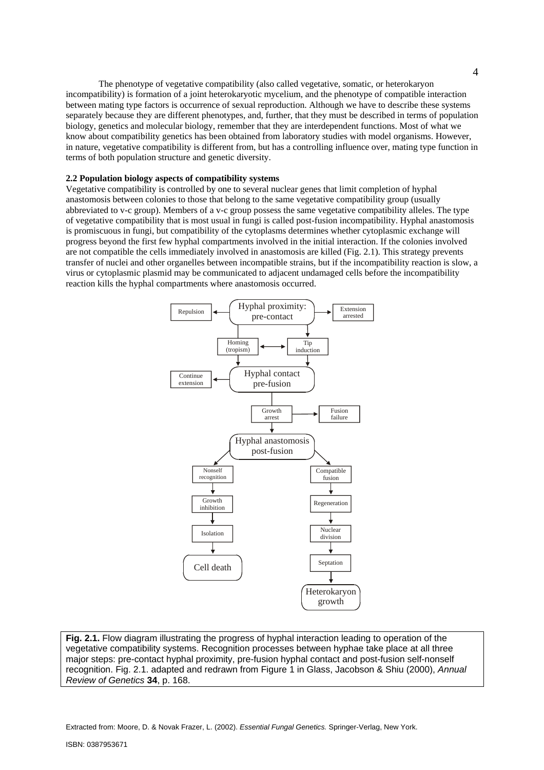The phenotype of vegetative compatibility (also called vegetative, somatic, or heterokaryon incompatibility) is formation of a joint heterokaryotic mycelium, and the phenotype of compatible interaction between mating type factors is occurrence of sexual reproduction. Although we have to describe these systems separately because they are different phenotypes, and, further, that they must be described in terms of population biology, genetics and molecular biology, remember that they are interdependent functions. Most of what we know about compatibility genetics has been obtained from laboratory studies with model organisms. However, in nature, vegetative compatibility is different from, but has a controlling influence over, mating type function in terms of both population structure and genetic diversity.

**2.2 Population biology aspects of compatibility systems**

Vegetative compatibility is controlled by one to several nuclear genes that limit completion of hyphal anastomosis between colonies to those that belong to the same vegetative compatibility group (usually abbreviated to v-c group). Members of a v-c group possess the same vegetative compatibility alleles. The type of vegetative compatibility that is most usual in fungi is called post-fusion incompatibility. Hyphal anastomosis is promiscuous in fungi, but compatibility of the cytoplasms determines whether cytoplasmic exchange will progress beyond the first few hyphal compartments involved in the initial interaction. If the colonies involved are not compatible the cells immediately involved in anastomosis are killed (Fig. 2.1). This strategy prevents transfer of nuclei and other organelles between incompatible strains, but if the incompatibility reaction is slow, a virus or cytoplasmic plasmid may be communicated to adjacent undamaged cells before the incompatibility reaction kills the hyphal compartments where anastomosis occurred.

Hyphal proximity: pre-contact → Repulsion; → Extension arrested; → Homing (tropism) ↔ Tip induction → Hyphal contact pre-fusion → Continue extension; → Growth arrest → Fusion failure; → Hyphal anastomosis post-fusion → Nonself recognition → Growth inhibition → Isolation → Cell death; → Compatible fusion → Regeneration → Nuclear division → Septation → Heterokaryon growth

**Fig. 2.1.** Flow diagram illustrating the progress of hyphal interaction leading to operation of the vegetative compatibility systems. Recognition processes between hyphae take place at all three major steps: pre-contact hyphal proximity, pre-fusion hyphal contact and post-fusion self-nonself recognition. Fig. 2.1. adapted and redrawn from Figure 1 in Glass, Jacobson & Shiu (2000), *Annual Review of Genetics* **34**, p. 168.

Extracted from: Moore, D. & Novak Frazer, L. (2002). *Essential Fungal Genetics.* Springer-Verlag, New York.

ISBN: 0387953671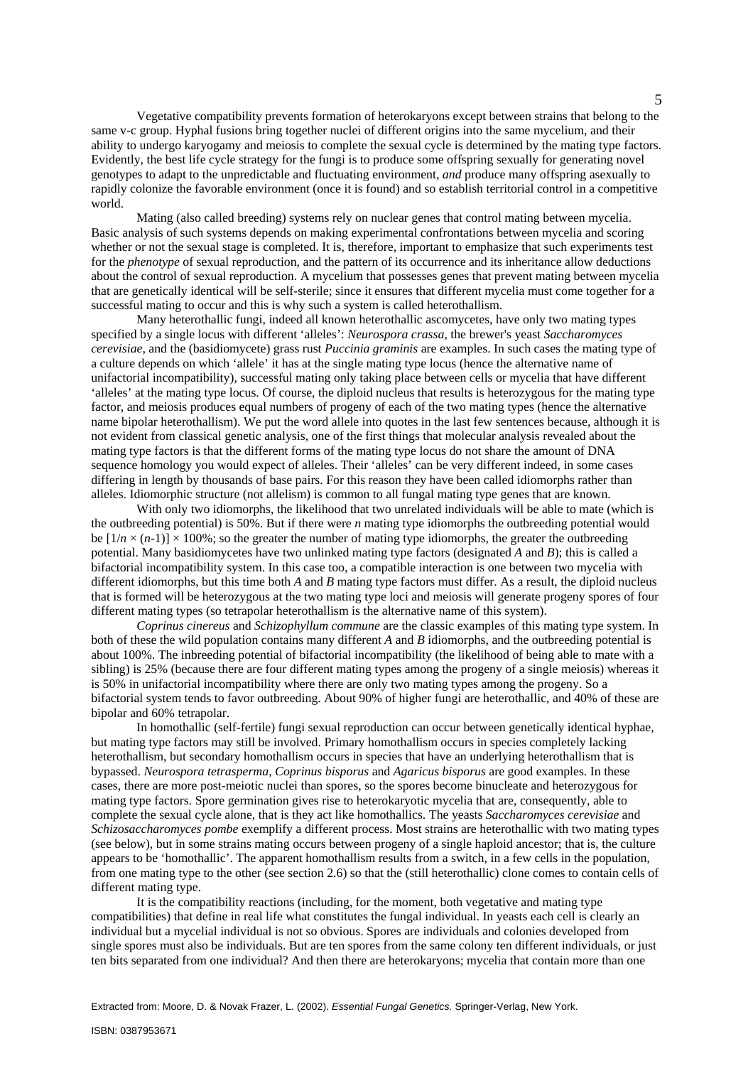Vegetative compatibility prevents formation of heterokaryons except between strains that belong to the same v-c group. Hyphal fusions bring together nuclei of different origins into the same mycelium, and their ability to undergo karyogamy and meiosis to complete the sexual cycle is determined by the mating type factors. Evidently, the best life cycle strategy for the fungi is to produce some offspring sexually for generating novel genotypes to adapt to the unpredictable and fluctuating environment, *and* produce many offspring asexually to rapidly colonize the favorable environment (once it is found) and so establish territorial control in a competitive world.

Mating (also called breeding) systems rely on nuclear genes that control mating between mycelia. Basic analysis of such systems depends on making experimental confrontations between mycelia and scoring whether or not the sexual stage is completed. It is, therefore, important to emphasize that such experiments test for the *phenotype* of sexual reproduction, and the pattern of its occurrence and its inheritance allow deductions about the control of sexual reproduction. A mycelium that possesses genes that prevent mating between mycelia that are genetically identical will be self-sterile; since it ensures that different mycelia must come together for a successful mating to occur and this is why such a system is called heterothallism.

Many heterothallic fungi, indeed all known heterothallic ascomycetes, have only two mating types specified by a single locus with different 'alleles': *Neurospora crassa*, the brewer's yeast *Saccharomyces cerevisiae*, and the (basidiomycete) grass rust *Puccinia graminis* are examples. In such cases the mating type of a culture depends on which 'allele' it has at the single mating type locus (hence the alternative name of unifactorial incompatibility), successful mating only taking place between cells or mycelia that have different 'alleles' at the mating type locus. Of course, the diploid nucleus that results is heterozygous for the mating type factor, and meiosis produces equal numbers of progeny of each of the two mating types (hence the alternative name bipolar heterothallism). We put the word allele into quotes in the last few sentences because, although it is not evident from classical genetic analysis, one of the first things that molecular analysis revealed about the mating type factors is that the different forms of the mating type locus do not share the amount of DNA sequence homology you would expect of alleles. Their 'alleles' can be very different indeed, in some cases differing in length by thousands of base pairs. For this reason they have been called idiomorphs rather than alleles. Idiomorphic structure (not allelism) is common to all fungal mating type genes that are known.

With only two idiomorphs, the likelihood that two unrelated individuals will be able to mate (which is the outbreeding potential) is 50%. But if there were $n$ mating type idiomorphs the outbreeding potential would be $[1/n \times (n\text{-}1)] \times 100\%$; so the greater the number of mating type idiomorphs, the greater the outbreeding potential. Many basidiomycetes have two unlinked mating type factors (designated *A* and *B*); this is called a bifactorial incompatibility system. In this case too, a compatible interaction is one between two mycelia with different idiomorphs, but this time both *A* and *B* mating type factors must differ. As a result, the diploid nucleus that is formed will be heterozygous at the two mating type loci and meiosis will generate progeny spores of four different mating types (so tetrapolar heterothallism is the alternative name of this system).

*Coprinus cinereus* and *Schizophyllum commune* are the classic examples of this mating type system. In both of these the wild population contains many different *A* and *B* idiomorphs, and the outbreeding potential is about 100%. The inbreeding potential of bifactorial incompatibility (the likelihood of being able to mate with a sibling) is 25% (because there are four different mating types among the progeny of a single meiosis) whereas it is 50% in unifactorial incompatibility where there are only two mating types among the progeny. So a bifactorial system tends to favor outbreeding. About 90% of higher fungi are heterothallic, and 40% of these are bipolar and 60% tetrapolar.

In homothallic (self-fertile) fungi sexual reproduction can occur between genetically identical hyphae, but mating type factors may still be involved. Primary homothallism occurs in species completely lacking heterothallism, but secondary homothallism occurs in species that have an underlying heterothallism that is bypassed. *Neurospora tetrasperma*, *Coprinus bisporus* and *Agaricus bisporus* are good examples. In these cases, there are more post-meiotic nuclei than spores, so the spores become binucleate and heterozygous for mating type factors. Spore germination gives rise to heterokaryotic mycelia that are, consequently, able to complete the sexual cycle alone, that is they act like homothallics. The yeasts *Saccharomyces cerevisiae* and *Schizosaccharomyces pombe* exemplify a different process. Most strains are heterothallic with two mating types (see below), but in some strains mating occurs between progeny of a single haploid ancestor; that is, the culture appears to be 'homothallic'. The apparent homothallism results from a switch, in a few cells in the population, from one mating type to the other (see section 2.6) so that the (still heterothallic) clone comes to contain cells of different mating type.

It is the compatibility reactions (including, for the moment, both vegetative and mating type compatibilities) that define in real life what constitutes the fungal individual. In yeasts each cell is clearly an individual but a mycelial individual is not so obvious. Spores are individuals and colonies developed from single spores must also be individuals. But are ten spores from the same colony ten different individuals, or just ten bits separated from one individual? And then there are heterokaryons; mycelia that contain more than one

Extracted from: Moore, D. & Novak Frazer, L. (2002). *Essential Fungal Genetics.* Springer-Verlag, New York.

ISBN: 0387953671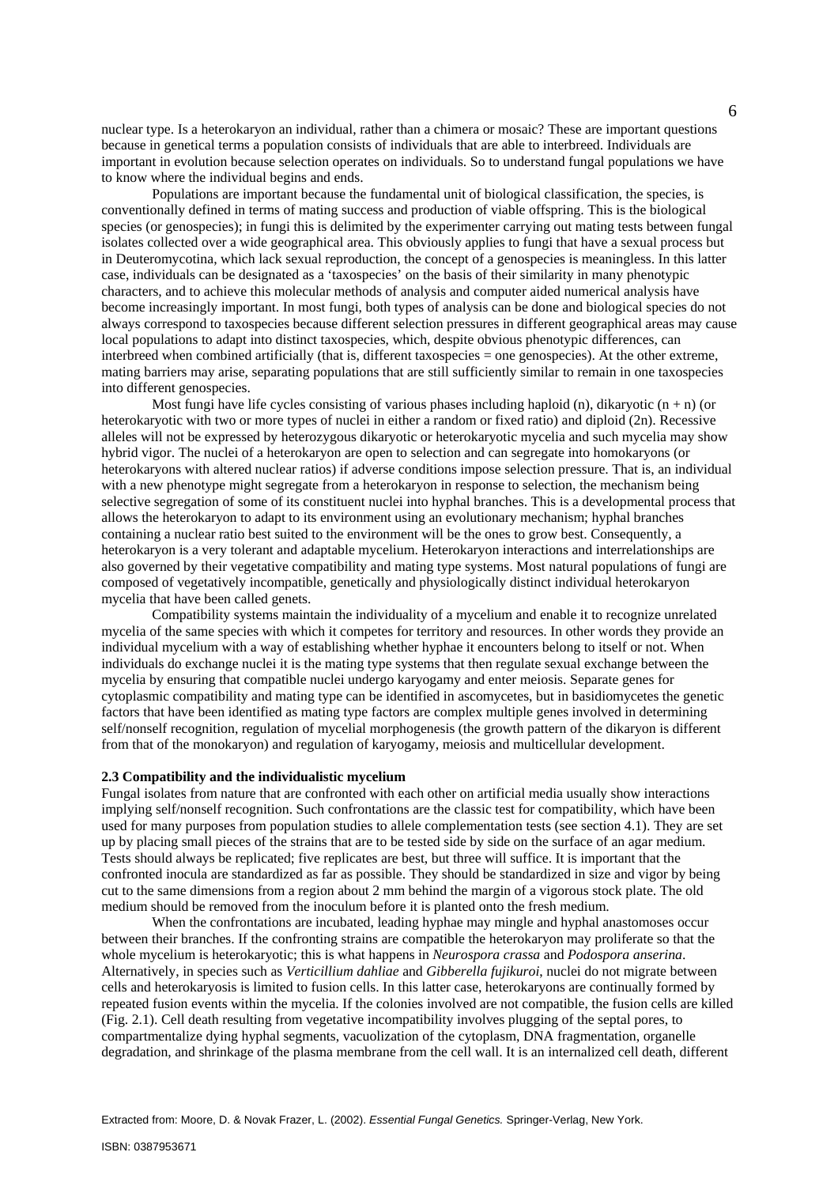nuclear type. Is a heterokaryon an individual, rather than a chimera or mosaic? These are important questions because in genetical terms a population consists of individuals that are able to interbreed. Individuals are important in evolution because selection operates on individuals. So to understand fungal populations we have to know where the individual begins and ends.

Populations are important because the fundamental unit of biological classification, the species, is conventionally defined in terms of mating success and production of viable offspring. This is the biological species (or genospecies); in fungi this is delimited by the experimenter carrying out mating tests between fungal isolates collected over a wide geographical area. This obviously applies to fungi that have a sexual process but in Deuteromycotina, which lack sexual reproduction, the concept of a genospecies is meaningless. In this latter case, individuals can be designated as a 'taxospecies' on the basis of their similarity in many phenotypic characters, and to achieve this molecular methods of analysis and computer aided numerical analysis have become increasingly important. In most fungi, both types of analysis can be done and biological species do not always correspond to taxospecies because different selection pressures in different geographical areas may cause local populations to adapt into distinct taxospecies, which, despite obvious phenotypic differences, can interbreed when combined artificially (that is, different taxospecies = one genospecies). At the other extreme, mating barriers may arise, separating populations that are still sufficiently similar to remain in one taxospecies into different genospecies.

Most fungi have life cycles consisting of various phases including haploid (n), dikaryotic (n + n) (or heterokaryotic with two or more types of nuclei in either a random or fixed ratio) and diploid (2n). Recessive alleles will not be expressed by heterozygous dikaryotic or heterokaryotic mycelia and such mycelia may show hybrid vigor. The nuclei of a heterokaryon are open to selection and can segregate into homokaryons (or heterokaryons with altered nuclear ratios) if adverse conditions impose selection pressure. That is, an individual with a new phenotype might segregate from a heterokaryon in response to selection, the mechanism being selective segregation of some of its constituent nuclei into hyphal branches. This is a developmental process that allows the heterokaryon to adapt to its environment using an evolutionary mechanism; hyphal branches containing a nuclear ratio best suited to the environment will be the ones to grow best. Consequently, a heterokaryon is a very tolerant and adaptable mycelium. Heterokaryon interactions and interrelationships are also governed by their vegetative compatibility and mating type systems. Most natural populations of fungi are composed of vegetatively incompatible, genetically and physiologically distinct individual heterokaryon mycelia that have been called genets.

Compatibility systems maintain the individuality of a mycelium and enable it to recognize unrelated mycelia of the same species with which it competes for territory and resources. In other words they provide an individual mycelium with a way of establishing whether hyphae it encounters belong to itself or not. When individuals do exchange nuclei it is the mating type systems that then regulate sexual exchange between the mycelia by ensuring that compatible nuclei undergo karyogamy and enter meiosis. Separate genes for cytoplasmic compatibility and mating type can be identified in ascomycetes, but in basidiomycetes the genetic factors that have been identified as mating type factors are complex multiple genes involved in determining self/nonself recognition, regulation of mycelial morphogenesis (the growth pattern of the dikaryon is different from that of the monokaryon) and regulation of karyogamy, meiosis and multicellular development.

### 2.3 Compatibility and the individualistic mycelium

Fungal isolates from nature that are confronted with each other on artificial media usually show interactions implying self/nonself recognition. Such confrontations are the classic test for compatibility, which have been used for many purposes from population studies to allele complementation tests (see section 4.1). They are set up by placing small pieces of the strains that are to be tested side by side on the surface of an agar medium. Tests should always be replicated; five replicates are best, but three will suffice. It is important that the confronted inocula are standardized as far as possible. They should be standardized in size and vigor by being cut to the same dimensions from a region about 2 mm behind the margin of a vigorous stock plate. The old medium should be removed from the inoculum before it is planted onto the fresh medium.

When the confrontations are incubated, leading hyphae may mingle and hyphal anastomoses occur between their branches. If the confronting strains are compatible the heterokaryon may proliferate so that the whole mycelium is heterokaryotic; this is what happens in *Neurospora crassa* and *Podospora anserina*. Alternatively, in species such as *Verticillium dahliae* and *Gibberella fujikuroi*, nuclei do not migrate between cells and heterokaryosis is limited to fusion cells. In this latter case, heterokaryons are continually formed by repeated fusion events within the mycelia. If the colonies involved are not compatible, the fusion cells are killed (Fig. 2.1). Cell death resulting from vegetative incompatibility involves plugging of the septal pores, to compartmentalize dying hyphal segments, vacuolization of the cytoplasm, DNA fragmentation, organelle degradation, and shrinkage of the plasma membrane from the cell wall. It is an internalized cell death, different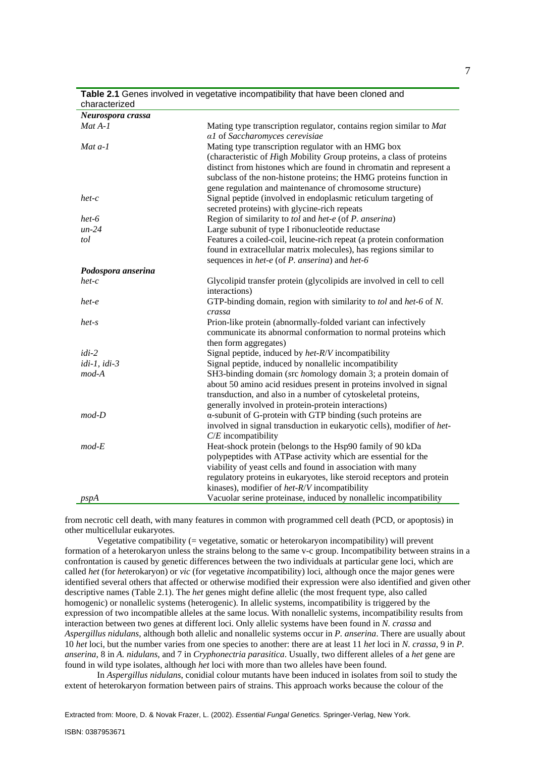**Table 2.1** Genes involved in vegetative incompatibility that have been cloned and characterized

| | |
|---|---|
| ***Neurospora crassa*** | |
| *Mat A-1* | Mating type transcription regulator, contains region similar to *Mat α1* of *Saccharomyces cerevisiae* |
| *Mat a-1* | Mating type transcription regulator with an HMG box (characteristic of *H*igh *M*obility *G*roup proteins, a class of proteins distinct from histones which are found in chromatin and represent a subclass of the non-histone proteins; the HMG proteins function in gene regulation and maintenance of chromosome structure) |
| *het-c* | Signal peptide (involved in endoplasmic reticulum targeting of secreted proteins) with glycine-rich repeats |
| *het-6* | Region of similarity to *tol* and *het-e* (of *P. anserina*) |
| *un-24* | Large subunit of type I ribonucleotide reductase |
| *tol* | Features a coiled-coil, leucine-rich repeat (a protein conformation found in extracellular matrix molecules), has regions similar to sequences in *het-e* (of *P. anserina*) and *het-6* |
| ***Podospora anserina*** | |
| *het-c* | Glycolipid transfer protein (glycolipids are involved in cell to cell interactions) |
| *het-e* | GTP-binding domain, region with similarity to *tol* and *het-6* of *N. crassa* |
| *het-s* | Prion-like protein (abnormally-folded variant can infectively communicate its abnormal conformation to normal proteins which then form aggregates) |
| *idi-2* | Signal peptide, induced by *het-R/V* incompatibility |
| *idi-1, idi-3* | Signal peptide, induced by nonallelic incompatibility |
| *mod-A* | SH3-binding domain (*s*rc *h*omology domain 3; a protein domain of about 50 amino acid residues present in proteins involved in signal transduction, and also in a number of cytoskeletal proteins, generally involved in protein-protein interactions) |
| *mod-D* | α-subunit of G-protein with GTP binding (such proteins are involved in signal transduction in eukaryotic cells), modifier of *het-C/E* incompatibility |
| *mod-E* | Heat-shock protein (belongs to the Hsp90 family of 90 kDa polypeptides with ATPase activity which are essential for the viability of yeast cells and found in association with many regulatory proteins in eukaryotes, like steroid receptors and protein kinases), modifier of *het-R/V* incompatibility |
| *pspA* | Vacuolar serine proteinase, induced by nonallelic incompatibility |

from necrotic cell death, with many features in common with programmed cell death (PCD, or apoptosis) in other multicellular eukaryotes.

Vegetative compatibility (= vegetative, somatic or heterokaryon incompatibility) will prevent formation of a heterokaryon unless the strains belong to the same v-c group. Incompatibility between strains in a confrontation is caused by genetic differences between the two individuals at particular gene loci, which are called *het* (for *het*erokaryon) or *vic* (for *v*egetative *inc*ompatibility) loci, although once the major genes were identified several others that affected or otherwise modified their expression were also identified and given other descriptive names (Table 2.1). The *het* genes might define allelic (the most frequent type, also called homogenic) or nonallelic systems (heterogenic). In allelic systems, incompatibility is triggered by the expression of two incompatible alleles at the same locus. With nonallelic systems, incompatibility results from interaction between two genes at different loci. Only allelic systems have been found in *N. crassa* and *Aspergillus nidulans*, although both allelic and nonallelic systems occur in *P. anserina*. There are usually about 10 *het* loci, but the number varies from one species to another: there are at least 11 *het* loci in *N. crassa*, 9 in *P. anserina*, 8 in *A. nidulans*, and 7 in *Cryphonectria parasitica*. Usually, two different alleles of a *het* gene are found in wild type isolates, although *het* loci with more than two alleles have been found.

In *Aspergillus nidulans*, conidial colour mutants have been induced in isolates from soil to study the extent of heterokaryon formation between pairs of strains. This approach works because the colour of the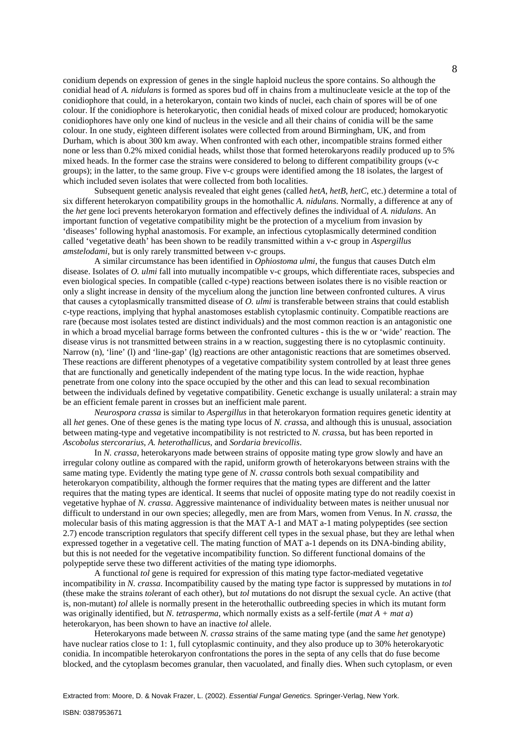conidium depends on expression of genes in the single haploid nucleus the spore contains. So although the conidial head of *A. nidulans* is formed as spores bud off in chains from a multinucleate vesicle at the top of the conidiophore that could, in a heterokaryon, contain two kinds of nuclei, each chain of spores will be of one colour. If the conidiophore is heterokaryotic, then conidial heads of mixed colour are produced; homokaryotic conidiophores have only one kind of nucleus in the vesicle and all their chains of conidia will be the same colour. In one study, eighteen different isolates were collected from around Birmingham, UK, and from Durham, which is about 300 km away. When confronted with each other, incompatible strains formed either none or less than 0.2% mixed conidial heads, whilst those that formed heterokaryons readily produced up to 5% mixed heads. In the former case the strains were considered to belong to different compatibility groups (v-c groups); in the latter, to the same group. Five v-c groups were identified among the 18 isolates, the largest of which included seven isolates that were collected from both localities.

Subsequent genetic analysis revealed that eight genes (called *hetA*, *hetB*, *hetC*, etc.) determine a total of six different heterokaryon compatibility groups in the homothallic *A. nidulans*. Normally, a difference at any of the *het* gene loci prevents heterokaryon formation and effectively defines the individual of *A. nidulans*. An important function of vegetative compatibility might be the protection of a mycelium from invasion by 'diseases' following hyphal anastomosis. For example, an infectious cytoplasmically determined condition called 'vegetative death' has been shown to be readily transmitted within a v-c group in *Aspergillus amstelodami*, but is only rarely transmitted between v-c groups.

A similar circumstance has been identified in *Ophiostoma ulmi*, the fungus that causes Dutch elm disease. Isolates of *O. ulmi* fall into mutually incompatible v-c groups, which differentiate races, subspecies and even biological species. In compatible (called c-type) reactions between isolates there is no visible reaction or only a slight increase in density of the mycelium along the junction line between confronted cultures. A virus that causes a cytoplasmically transmitted disease of *O. ulmi* is transferable between strains that could establish c-type reactions, implying that hyphal anastomoses establish cytoplasmic continuity. Compatible reactions are rare (because most isolates tested are distinct individuals) and the most common reaction is an antagonistic one in which a broad mycelial barrage forms between the confronted cultures - this is the w or 'wide' reaction. The disease virus is not transmitted between strains in a w reaction, suggesting there is no cytoplasmic continuity. Narrow (n), 'line' (l) and 'line-gap' (lg) reactions are other antagonistic reactions that are sometimes observed. These reactions are different phenotypes of a vegetative compatibility system controlled by at least three genes that are functionally and genetically independent of the mating type locus. In the wide reaction, hyphae penetrate from one colony into the space occupied by the other and this can lead to sexual recombination between the individuals defined by vegetative compatibility. Genetic exchange is usually unilateral: a strain may be an efficient female parent in crosses but an inefficient male parent.

*Neurospora crassa* is similar to *Aspergillus* in that heterokaryon formation requires genetic identity at all *het* genes. One of these genes is the mating type locus of *N. crassa*, and although this is unusual, association between mating-type and vegetative incompatibility is not restricted to *N. crassa*, but has been reported in *Ascobolus stercorarius*, *A. heterothallicus*, and *Sordaria brevicollis*.

In *N. crassa*, heterokaryons made between strains of opposite mating type grow slowly and have an irregular colony outline as compared with the rapid, uniform growth of heterokaryons between strains with the same mating type. Evidently the mating type gene of *N. crassa* controls both sexual compatibility and heterokaryon compatibility, although the former requires that the mating types are different and the latter requires that the mating types are identical. It seems that nuclei of opposite mating type do not readily coexist in vegetative hyphae of *N. crassa*. Aggressive maintenance of individuality between mates is neither unusual nor difficult to understand in our own species; allegedly, men are from Mars, women from Venus. In *N. crassa*, the molecular basis of this mating aggression is that the MAT A-1 and MAT a-1 mating polypeptides (see section 2.7) encode transcription regulators that specify different cell types in the sexual phase, but they are lethal when expressed together in a vegetative cell. The mating function of MAT a-1 depends on its DNA-binding ability, but this is not needed for the vegetative incompatibility function. So different functional domains of the polypeptide serve these two different activities of the mating type idiomorphs.

A functional *tol* gene is required for expression of this mating type factor-mediated vegetative incompatibility in *N. crassa*. Incompatibility caused by the mating type factor is suppressed by mutations in *tol* (these make the strains *tol*erant of each other), but *tol* mutations do not disrupt the sexual cycle. An active (that is, non-mutant) *tol* allele is normally present in the heterothallic outbreeding species in which its mutant form was originally identified, but *N. tetrasperma*, which normally exists as a self-fertile (*mat A + mat a*) heterokaryon, has been shown to have an inactive *tol* allele.

Heterokaryons made between *N. crassa* strains of the same mating type (and the same *het* genotype) have nuclear ratios close to 1: 1, full cytoplasmic continuity, and they also produce up to 30% heterokaryotic conidia. In incompatible heterokaryon confrontations the pores in the septa of any cells that do fuse become blocked, and the cytoplasm becomes granular, then vacuolated, and finally dies. When such cytoplasm, or even

Extracted from: Moore, D. & Novak Frazer, L. (2002). *Essential Fungal Genetics.* Springer-Verlag, New York.

ISBN: 0387953671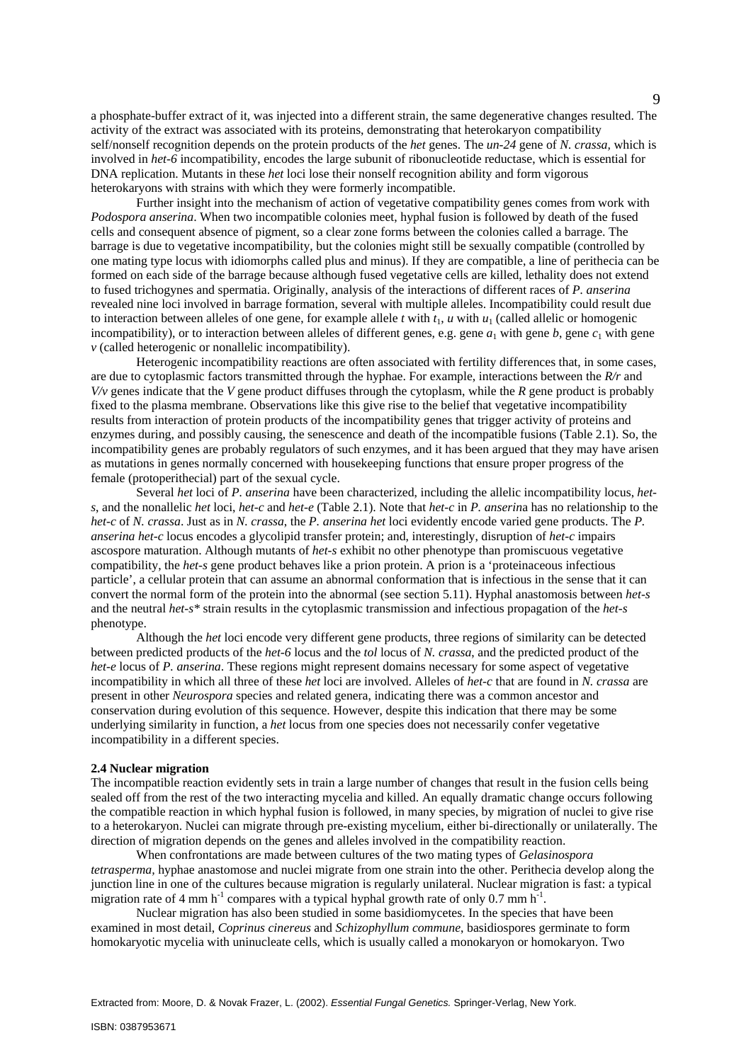a phosphate-buffer extract of it, was injected into a different strain, the same degenerative changes resulted. The activity of the extract was associated with its proteins, demonstrating that heterokaryon compatibility self/nonself recognition depends on the protein products of the *het* genes. The *un-24* gene of *N. crassa*, which is involved in *het-6* incompatibility, encodes the large subunit of ribonucleotide reductase, which is essential for DNA replication. Mutants in these *het* loci lose their nonself recognition ability and form vigorous heterokaryons with strains with which they were formerly incompatible.

Further insight into the mechanism of action of vegetative compatibility genes comes from work with *Podospora anserina*. When two incompatible colonies meet, hyphal fusion is followed by death of the fused cells and consequent absence of pigment, so a clear zone forms between the colonies called a barrage. The barrage is due to vegetative incompatibility, but the colonies might still be sexually compatible (controlled by one mating type locus with idiomorphs called plus and minus). If they are compatible, a line of perithecia can be formed on each side of the barrage because although fused vegetative cells are killed, lethality does not extend to fused trichogynes and spermatia. Originally, analysis of the interactions of different races of *P. anserina* revealed nine loci involved in barrage formation, several with multiple alleles. Incompatibility could result due to interaction between alleles of one gene, for example allele *t* with $t_1$, *u* with $u_1$ (called allelic or homogenic incompatibility), or to interaction between alleles of different genes, e.g. gene $a_1$ with gene *b*, gene $c_1$ with gene *v* (called heterogenic or nonallelic incompatibility).

Heterogenic incompatibility reactions are often associated with fertility differences that, in some cases, are due to cytoplasmic factors transmitted through the hyphae. For example, interactions between the *R/r* and *V/v* genes indicate that the *V* gene product diffuses through the cytoplasm, while the *R* gene product is probably fixed to the plasma membrane. Observations like this give rise to the belief that vegetative incompatibility results from interaction of protein products of the incompatibility genes that trigger activity of proteins and enzymes during, and possibly causing, the senescence and death of the incompatible fusions (Table 2.1). So, the incompatibility genes are probably regulators of such enzymes, and it has been argued that they may have arisen as mutations in genes normally concerned with housekeeping functions that ensure proper progress of the female (protoperithecial) part of the sexual cycle.

Several *het* loci of *P. anserina* have been characterized, including the allelic incompatibility locus, *het-s*, and the nonallelic *het* loci, *het-c* and *het-e* (Table 2.1). Note that *het-c* in *P. anserina* has no relationship to the *het-c* of *N. crassa*. Just as in *N. crassa*, the *P. anserina het* loci evidently encode varied gene products. The *P. anserina het-c* locus encodes a glycolipid transfer protein; and, interestingly, disruption of *het-c* impairs ascospore maturation. Although mutants of *het-s* exhibit no other phenotype than promiscuous vegetative compatibility, the *het-s* gene product behaves like a prion protein. A prion is a 'proteinaceous infectious particle', a cellular protein that can assume an abnormal conformation that is infectious in the sense that it can convert the normal form of the protein into the abnormal (see section 5.11). Hyphal anastomosis between *het-s* and the neutral *het-s** strain results in the cytoplasmic transmission and infectious propagation of the *het-s* phenotype.

Although the *het* loci encode very different gene products, three regions of similarity can be detected between predicted products of the *het-6* locus and the *tol* locus of *N. crassa*, and the predicted product of the *het-e* locus of *P. anserina*. These regions might represent domains necessary for some aspect of vegetative incompatibility in which all three of these *het* loci are involved. Alleles of *het-c* that are found in *N. crassa* are present in other *Neurospora* species and related genera, indicating there was a common ancestor and conservation during evolution of this sequence. However, despite this indication that there may be some underlying similarity in function, a *het* locus from one species does not necessarily confer vegetative incompatibility in a different species.

## 2.4 Nuclear migration

The incompatible reaction evidently sets in train a large number of changes that result in the fusion cells being sealed off from the rest of the two interacting mycelia and killed. An equally dramatic change occurs following the compatible reaction in which hyphal fusion is followed, in many species, by migration of nuclei to give rise to a heterokaryon. Nuclei can migrate through pre-existing mycelium, either bi-directionally or unilaterally. The direction of migration depends on the genes and alleles involved in the compatibility reaction.

When confrontations are made between cultures of the two mating types of *Gelasinospora tetrasperma*, hyphae anastomose and nuclei migrate from one strain into the other. Perithecia develop along the junction line in one of the cultures because migration is regularly unilateral. Nuclear migration is fast: a typical migration rate of 4 mm $h^{-1}$ compares with a typical hyphal growth rate of only 0.7 mm $h^{-1}$.

Nuclear migration has also been studied in some basidiomycetes. In the species that have been examined in most detail, *Coprinus cinereus* and *Schizophyllum commune*, basidiospores germinate to form homokaryotic mycelia with uninucleate cells, which is usually called a monokaryon or homokaryon. Two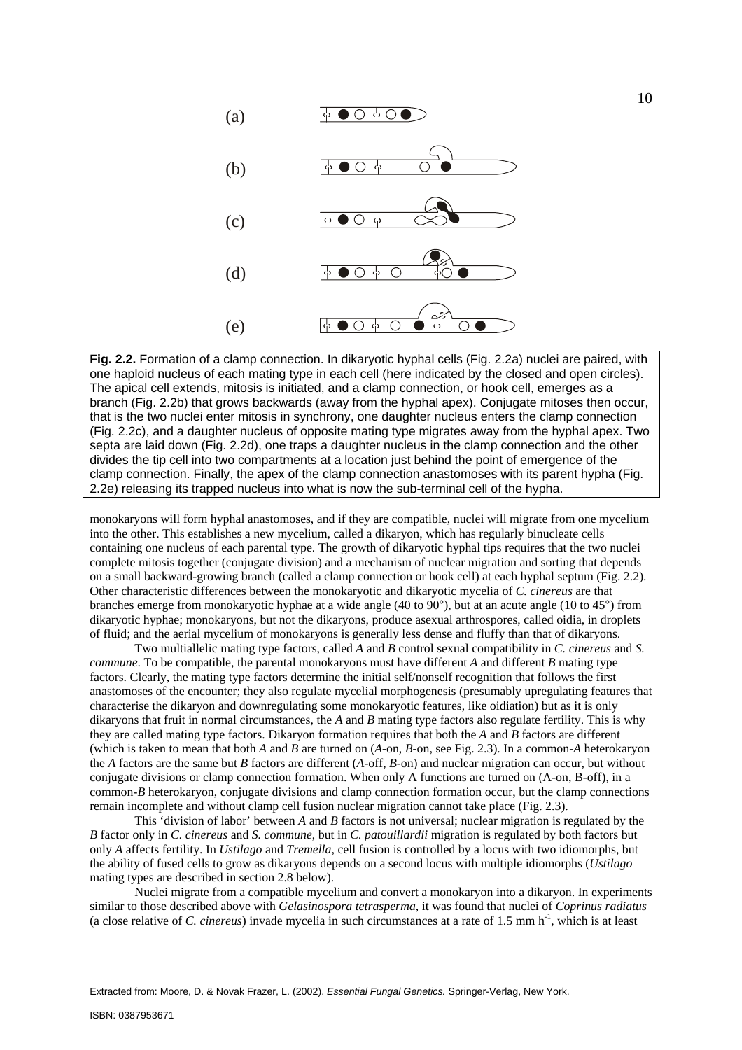(a)

(b)

(c)

(d)

(e)

**Fig. 2.2.** Formation of a clamp connection. In dikaryotic hyphal cells (Fig. 2.2a) nuclei are paired, with one haploid nucleus of each mating type in each cell (here indicated by the closed and open circles). The apical cell extends, mitosis is initiated, and a clamp connection, or hook cell, emerges as a branch (Fig. 2.2b) that grows backwards (away from the hyphal apex). Conjugate mitoses then occur, that is the two nuclei enter mitosis in synchrony, one daughter nucleus enters the clamp connection (Fig. 2.2c), and a daughter nucleus of opposite mating type migrates away from the hyphal apex. Two septa are laid down (Fig. 2.2d), one traps a daughter nucleus in the clamp connection and the other divides the tip cell into two compartments at a location just behind the point of emergence of the clamp connection. Finally, the apex of the clamp connection anastomoses with its parent hypha (Fig. 2.2e) releasing its trapped nucleus into what is now the sub-terminal cell of the hypha.

monokaryons will form hyphal anastomoses, and if they are compatible, nuclei will migrate from one mycelium into the other. This establishes a new mycelium, called a dikaryon, which has regularly binucleate cells containing one nucleus of each parental type. The growth of dikaryotic hyphal tips requires that the two nuclei complete mitosis together (conjugate division) and a mechanism of nuclear migration and sorting that depends on a small backward-growing branch (called a clamp connection or hook cell) at each hyphal septum (Fig. 2.2). Other characteristic differences between the monokaryotic and dikaryotic mycelia of *C. cinereus* are that branches emerge from monokaryotic hyphae at a wide angle (40 to 90°), but at an acute angle (10 to 45°) from dikaryotic hyphae; monokaryons, but not the dikaryons, produce asexual arthrospores, called oidia, in droplets of fluid; and the aerial mycelium of monokaryons is generally less dense and fluffy than that of dikaryons.

Two multiallelic mating type factors, called *A* and *B* control sexual compatibility in *C. cinereus* and *S. commune*. To be compatible, the parental monokaryons must have different *A* and different *B* mating type factors. Clearly, the mating type factors determine the initial self/nonself recognition that follows the first anastomoses of the encounter; they also regulate mycelial morphogenesis (presumably upregulating features that characterise the dikaryon and downregulating some monokaryotic features, like oidiation) but as it is only dikaryons that fruit in normal circumstances, the *A* and *B* mating type factors also regulate fertility. This is why they are called mating type factors. Dikaryon formation requires that both the *A* and *B* factors are different (which is taken to mean that both *A* and *B* are turned on (*A*-on, *B*-on, see Fig. 2.3). In a common-*A* heterokaryon the *A* factors are the same but *B* factors are different (*A*-off, *B*-on) and nuclear migration can occur, but without conjugate divisions or clamp connection formation. When only A functions are turned on (A-on, B-off), in a common-*B* heterokaryon, conjugate divisions and clamp connection formation occur, but the clamp connections remain incomplete and without clamp cell fusion nuclear migration cannot take place (Fig. 2.3).

This 'division of labor' between *A* and *B* factors is not universal; nuclear migration is regulated by the *B* factor only in *C. cinereus* and *S. commune*, but in *C. patouillardii* migration is regulated by both factors but only *A* affects fertility. In *Ustilago* and *Tremella*, cell fusion is controlled by a locus with two idiomorphs, but the ability of fused cells to grow as dikaryons depends on a second locus with multiple idiomorphs (*Ustilago* mating types are described in section 2.8 below).

Nuclei migrate from a compatible mycelium and convert a monokaryon into a dikaryon. In experiments similar to those described above with *Gelasinospora tetrasperma*, it was found that nuclei of *Coprinus radiatus* (a close relative of *C. cinereus*) invade mycelia in such circumstances at a rate of 1.5 mm $h^{-1}$, which is at least

Extracted from: Moore, D. & Novak Frazer, L. (2002). *Essential Fungal Genetics.* Springer-Verlag, New York.

ISBN: 0387953671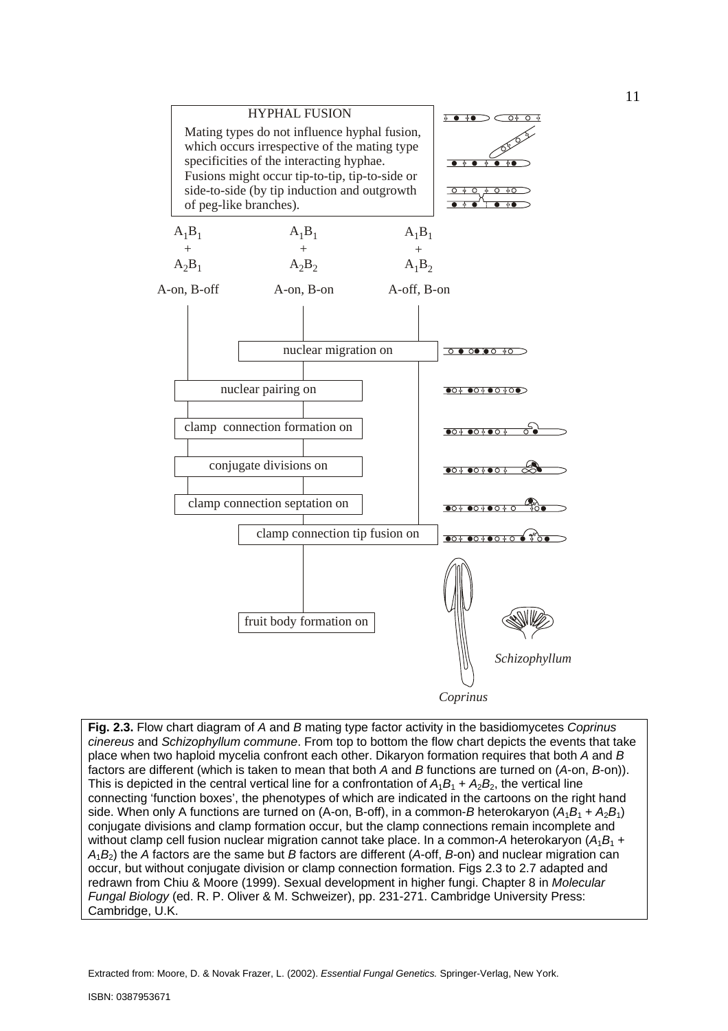HYPHAL FUSION

Mating types do not influence hyphal fusion, which occurs irrespective of the mating type specificities of the interacting hyphae. Fusions might occur tip-to-tip, tip-to-side or side-to-side (by tip induction and outgrowth of peg-like branches).

| $A_1B_1$ + $A_2B_1$ | $A_1B_1$ + $A_2B_2$ | $A_1B_1$ + $A_1B_2$ |
|---|---|---|
| A-on, B-off | A-on, B-on | A-off, B-on |

- nuclear migration on
- nuclear pairing on
- clamp connection formation on
- conjugate divisions on
- clamp connection septation on
- clamp connection tip fusion on
- fruit body formation on

*Schizophyllum*

*Coprinus*

**Fig. 2.3.** Flow chart diagram of *A* and *B* mating type factor activity in the basidiomycetes *Coprinus cinereus* and *Schizophyllum commune*. From top to bottom the flow chart depicts the events that take place when two haploid mycelia confront each other. Dikaryon formation requires that both *A* and *B* factors are different (which is taken to mean that both *A* and *B* functions are turned on (*A*-on, *B*-on)). This is depicted in the central vertical line for a confrontation of $A_1B_1 + A_2B_2$, the vertical line connecting 'function boxes', the phenotypes of which are indicated in the cartoons on the right hand side. When only A functions are turned on (A-on, B-off), in a common-*B* heterokaryon ($A_1B_1 + A_2B_1$) conjugate divisions and clamp formation occur, but the clamp connections remain incomplete and without clamp cell fusion nuclear migration cannot take place. In a common-*A* heterokaryon ($A_1B_1 + A_1B_2$) the *A* factors are the same but *B* factors are different (*A*-off, *B*-on) and nuclear migration can occur, but without conjugate division or clamp connection formation. Figs 2.3 to 2.7 adapted and redrawn from Chiu & Moore (1999). Sexual development in higher fungi. Chapter 8 in *Molecular Fungal Biology* (ed. R. P. Oliver & M. Schweizer), pp. 231-271. Cambridge University Press: Cambridge, U.K.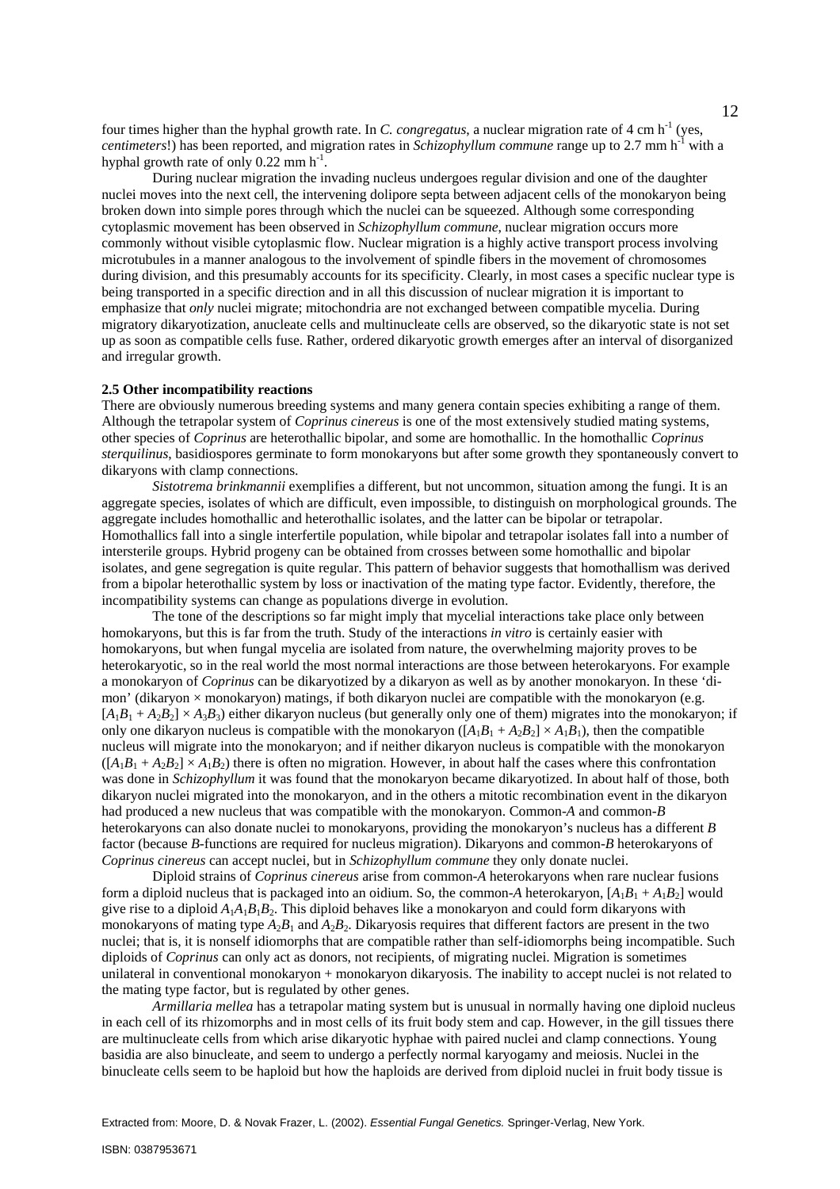four times higher than the hyphal growth rate. In *C. congregatus*, a nuclear migration rate of 4 cm $h^{-1}$ (yes, *centimeters*!) has been reported, and migration rates in *Schizophyllum commune* range up to 2.7 mm $h^{-1}$ with a hyphal growth rate of only 0.22 mm $h^{-1}$.

During nuclear migration the invading nucleus undergoes regular division and one of the daughter nuclei moves into the next cell, the intervening dolipore septa between adjacent cells of the monokaryon being broken down into simple pores through which the nuclei can be squeezed. Although some corresponding cytoplasmic movement has been observed in *Schizophyllum commune*, nuclear migration occurs more commonly without visible cytoplasmic flow. Nuclear migration is a highly active transport process involving microtubules in a manner analogous to the involvement of spindle fibers in the movement of chromosomes during division, and this presumably accounts for its specificity. Clearly, in most cases a specific nuclear type is being transported in a specific direction and in all this discussion of nuclear migration it is important to emphasize that *only* nuclei migrate; mitochondria are not exchanged between compatible mycelia. During migratory dikaryotization, anucleate cells and multinucleate cells are observed, so the dikaryotic state is not set up as soon as compatible cells fuse. Rather, ordered dikaryotic growth emerges after an interval of disorganized and irregular growth.

**2.5 Other incompatibility reactions**

There are obviously numerous breeding systems and many genera contain species exhibiting a range of them. Although the tetrapolar system of *Coprinus cinereus* is one of the most extensively studied mating systems, other species of *Coprinus* are heterothallic bipolar, and some are homothallic. In the homothallic *Coprinus sterquilinus*, basidiospores germinate to form monokaryons but after some growth they spontaneously convert to dikaryons with clamp connections.

*Sistotrema brinkmannii* exemplifies a different, but not uncommon, situation among the fungi. It is an aggregate species, isolates of which are difficult, even impossible, to distinguish on morphological grounds. The aggregate includes homothallic and heterothallic isolates, and the latter can be bipolar or tetrapolar. Homothallics fall into a single interfertile population, while bipolar and tetrapolar isolates fall into a number of intersterile groups. Hybrid progeny can be obtained from crosses between some homothallic and bipolar isolates, and gene segregation is quite regular. This pattern of behavior suggests that homothallism was derived from a bipolar heterothallic system by loss or inactivation of the mating type factor. Evidently, therefore, the incompatibility systems can change as populations diverge in evolution.

The tone of the descriptions so far might imply that mycelial interactions take place only between homokaryons, but this is far from the truth. Study of the interactions *in vitro* is certainly easier with homokaryons, but when fungal mycelia are isolated from nature, the overwhelming majority proves to be heterokaryotic, so in the real world the most normal interactions are those between heterokaryons. For example a monokaryon of *Coprinus* can be dikaryotized by a dikaryon as well as by another monokaryon. In these 'di-mon' (dikaryon × monokaryon) matings, if both dikaryon nuclei are compatible with the monokaryon (e.g. $[A_1B_1 + A_2B_2] \times A_3B_3$) either dikaryon nucleus (but generally only one of them) migrates into the monokaryon; if only one dikaryon nucleus is compatible with the monokaryon ($[A_1B_1 + A_2B_2] \times A_1B_3$), then the compatible nucleus will migrate into the monokaryon; and if neither dikaryon nucleus is compatible with the monokaryon ($[A_1B_1 + A_2B_2] \times A_1B_2$) there is often no migration. However, in about half the cases where this confrontation was done in *Schizophyllum* it was found that the monokaryon became dikaryotized. In about half of those, both dikaryon nuclei migrated into the monokaryon, and in the others a mitotic recombination event in the dikaryon had produced a new nucleus that was compatible with the monokaryon. Common-*A* and common-*B* heterokaryons can also donate nuclei to monokaryons, providing the monokaryon's nucleus has a different *B* factor (because *B*-functions are required for nucleus migration). Dikaryons and common-*B* heterokaryons of *Coprinus cinereus* can accept nuclei, but in *Schizophyllum commune* they only donate nuclei.

Diploid strains of *Coprinus cinereus* arise from common-*A* heterokaryons when rare nuclear fusions form a diploid nucleus that is packaged into an oidium. So, the common-*A* heterokaryon, $[A_1B_1 + A_1B_2]$ would give rise to a diploid $A_1A_1B_1B_2$. This diploid behaves like a monokaryon and could form dikaryons with monokaryons of mating type $A_2B_1$ and $A_2B_2$. Dikaryosis requires that different factors are present in the two nuclei; that is, it is nonself idiomorphs that are compatible rather than self-idiomorphs being incompatible. Such diploids of *Coprinus* can only act as donors, not recipients, of migrating nuclei. Migration is sometimes unilateral in conventional monokaryon + monokaryon dikaryosis. The inability to accept nuclei is not related to the mating type factor, but is regulated by other genes.

*Armillaria mellea* has a tetrapolar mating system but is unusual in normally having one diploid nucleus in each cell of its rhizomorphs and in most cells of its fruit body stem and cap. However, in the gill tissues there are multinucleate cells from which arise dikaryotic hyphae with paired nuclei and clamp connections. Young basidia are also binucleate, and seem to undergo a perfectly normal karyogamy and meiosis. Nuclei in the binucleate cells seem to be haploid but how the haploids are derived from diploid nuclei in fruit body tissue is

Extracted from: Moore, D. & Novak Frazer, L. (2002). *Essential Fungal Genetics.* Springer-Verlag, New York.

ISBN: 0387953671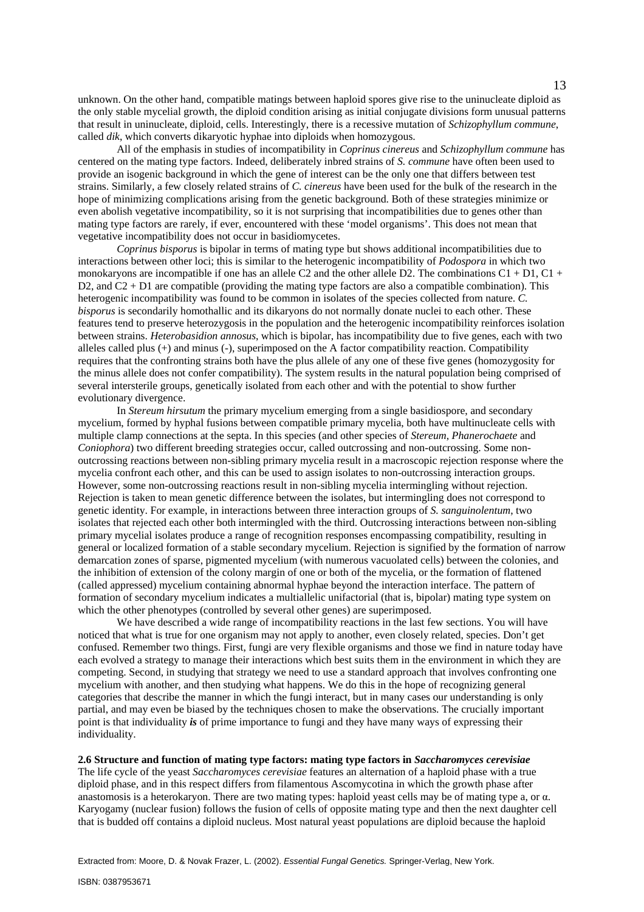unknown. On the other hand, compatible matings between haploid spores give rise to the uninucleate diploid as the only stable mycelial growth, the diploid condition arising as initial conjugate divisions form unusual patterns that result in uninucleate, diploid, cells. Interestingly, there is a recessive mutation of *Schizophyllum commune*, called *dik*, which converts dikaryotic hyphae into diploids when homozygous.

All of the emphasis in studies of incompatibility in *Coprinus cinereus* and *Schizophyllum commune* has centered on the mating type factors. Indeed, deliberately inbred strains of *S. commune* have often been used to provide an isogenic background in which the gene of interest can be the only one that differs between test strains. Similarly, a few closely related strains of *C. cinereus* have been used for the bulk of the research in the hope of minimizing complications arising from the genetic background. Both of these strategies minimize or even abolish vegetative incompatibility, so it is not surprising that incompatibilities due to genes other than mating type factors are rarely, if ever, encountered with these 'model organisms'. This does not mean that vegetative incompatibility does not occur in basidiomycetes.

*Coprinus bisporus* is bipolar in terms of mating type but shows additional incompatibilities due to interactions between other loci; this is similar to the heterogenic incompatibility of *Podospora* in which two monokaryons are incompatible if one has an allele C2 and the other allele D2. The combinations C1 + D1, C1 + D2, and C2 + D1 are compatible (providing the mating type factors are also a compatible combination). This heterogenic incompatibility was found to be common in isolates of the species collected from nature. *C. bisporus* is secondarily homothallic and its dikaryons do not normally donate nuclei to each other. These features tend to preserve heterozygosis in the population and the heterogenic incompatibility reinforces isolation between strains. *Heterobasidion annosus*, which is bipolar, has incompatibility due to five genes, each with two alleles called plus (+) and minus (-), superimposed on the A factor compatibility reaction. Compatibility requires that the confronting strains both have the plus allele of any one of these five genes (homozygosity for the minus allele does not confer compatibility). The system results in the natural population being comprised of several intersterile groups, genetically isolated from each other and with the potential to show further evolutionary divergence.

In *Stereum hirsutum* the primary mycelium emerging from a single basidiospore, and secondary mycelium, formed by hyphal fusions between compatible primary mycelia, both have multinucleate cells with multiple clamp connections at the septa. In this species (and other species of *Stereum*, *Phanerochaete* and *Coniophora*) two different breeding strategies occur, called outcrossing and non-outcrossing. Some non-outcrossing reactions between non-sibling primary mycelia result in a macroscopic rejection response where the mycelia confront each other, and this can be used to assign isolates to non-outcrossing interaction groups. However, some non-outcrossing reactions result in non-sibling mycelia intermingling without rejection. Rejection is taken to mean genetic difference between the isolates, but intermingling does not correspond to genetic identity. For example, in interactions between three interaction groups of *S. sanguinolentum*, two isolates that rejected each other both intermingled with the third. Outcrossing interactions between non-sibling primary mycelial isolates produce a range of recognition responses encompassing compatibility, resulting in general or localized formation of a stable secondary mycelium. Rejection is signified by the formation of narrow demarcation zones of sparse, pigmented mycelium (with numerous vacuolated cells) between the colonies, and the inhibition of extension of the colony margin of one or both of the mycelia, or the formation of flattened (called appressed) mycelium containing abnormal hyphae beyond the interaction interface. The pattern of formation of secondary mycelium indicates a multiallelic unifactorial (that is, bipolar) mating type system on which the other phenotypes (controlled by several other genes) are superimposed.

We have described a wide range of incompatibility reactions in the last few sections. You will have noticed that what is true for one organism may not apply to another, even closely related, species. Don't get confused. Remember two things. First, fungi are very flexible organisms and those we find in nature today have each evolved a strategy to manage their interactions which best suits them in the environment in which they are competing. Second, in studying that strategy we need to use a standard approach that involves confronting one mycelium with another, and then studying what happens. We do this in the hope of recognizing general categories that describe the manner in which the fungi interact, but in many cases our understanding is only partial, and may even be biased by the techniques chosen to make the observations. The crucially important point is that individuality ***is*** of prime importance to fungi and they have many ways of expressing their individuality.

### 2.6 Structure and function of mating type factors: mating type factors in *Saccharomyces cerevisiae*

The life cycle of the yeast *Saccharomyces cerevisiae* features an alternation of a haploid phase with a true diploid phase, and in this respect differs from filamentous Ascomycotina in which the growth phase after anastomosis is a heterokaryon. There are two mating types: haploid yeast cells may be of mating type a, or α. Karyogamy (nuclear fusion) follows the fusion of cells of opposite mating type and then the next daughter cell that is budded off contains a diploid nucleus. Most natural yeast populations are diploid because the haploid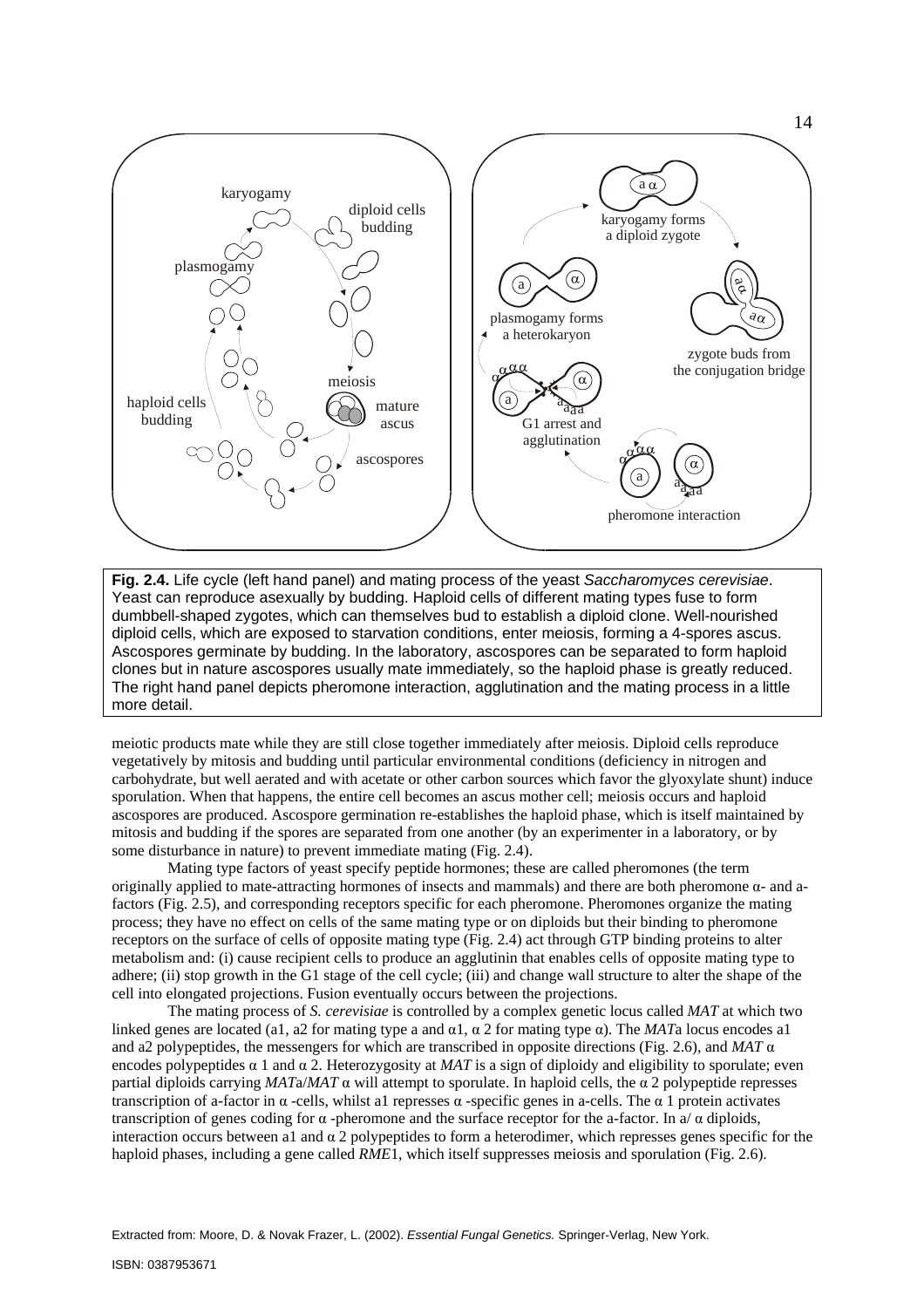**Fig. 2.4.** Life cycle (left hand panel) and mating process of the yeast *Saccharomyces cerevisiae*. Yeast can reproduce asexually by budding. Haploid cells of different mating types fuse to form dumbbell-shaped zygotes, which can themselves bud to establish a diploid clone. Well-nourished diploid cells, which are exposed to starvation conditions, enter meiosis, forming a 4-spores ascus. Ascospores germinate by budding. In the laboratory, ascospores can be separated to form haploid clones but in nature ascospores usually mate immediately, so the haploid phase is greatly reduced. The right hand panel depicts pheromone interaction, agglutination and the mating process in a little more detail.

meiotic products mate while they are still close together immediately after meiosis. Diploid cells reproduce vegetatively by mitosis and budding until particular environmental conditions (deficiency in nitrogen and carbohydrate, but well aerated and with acetate or other carbon sources which favor the glyoxylate shunt) induce sporulation. When that happens, the entire cell becomes an ascus mother cell; meiosis occurs and haploid ascospores are produced. Ascospore germination re-establishes the haploid phase, which is itself maintained by mitosis and budding if the spores are separated from one another (by an experimenter in a laboratory, or by some disturbance in nature) to prevent immediate mating (Fig. 2.4).

Mating type factors of yeast specify peptide hormones; these are called pheromones (the term originally applied to mate-attracting hormones of insects and mammals) and there are both pheromone α- and a-factors (Fig. 2.5), and corresponding receptors specific for each pheromone. Pheromones organize the mating process; they have no effect on cells of the same mating type or on diploids but their binding to pheromone receptors on the surface of cells of opposite mating type (Fig. 2.4) act through GTP binding proteins to alter metabolism and: (i) cause recipient cells to produce an agglutinin that enables cells of opposite mating type to adhere; (ii) stop growth in the G1 stage of the cell cycle; (iii) and change wall structure to alter the shape of the cell into elongated projections. Fusion eventually occurs between the projections.

The mating process of *S. cerevisiae* is controlled by a complex genetic locus called *MAT* at which two linked genes are located (a1, a2 for mating type a and α1, α 2 for mating type α). The *MAT*a locus encodes a1 and a2 polypeptides, the messengers for which are transcribed in opposite directions (Fig. 2.6), and *MAT* α encodes polypeptides α 1 and α 2. Heterozygosity at *MAT* is a sign of diploidy and eligibility to sporulate; even partial diploids carrying *MAT*a/*MAT* α will attempt to sporulate. In haploid cells, the α 2 polypeptide represses transcription of a-factor in α -cells, whilst a1 represses α -specific genes in a-cells. The α 1 protein activates transcription of genes coding for α -pheromone and the surface receptor for the a-factor. In a/ α diploids, interaction occurs between a1 and α 2 polypeptides to form a heterodimer, which represses genes specific for the haploid phases, including a gene called *RME*1, which itself suppresses meiosis and sporulation (Fig. 2.6).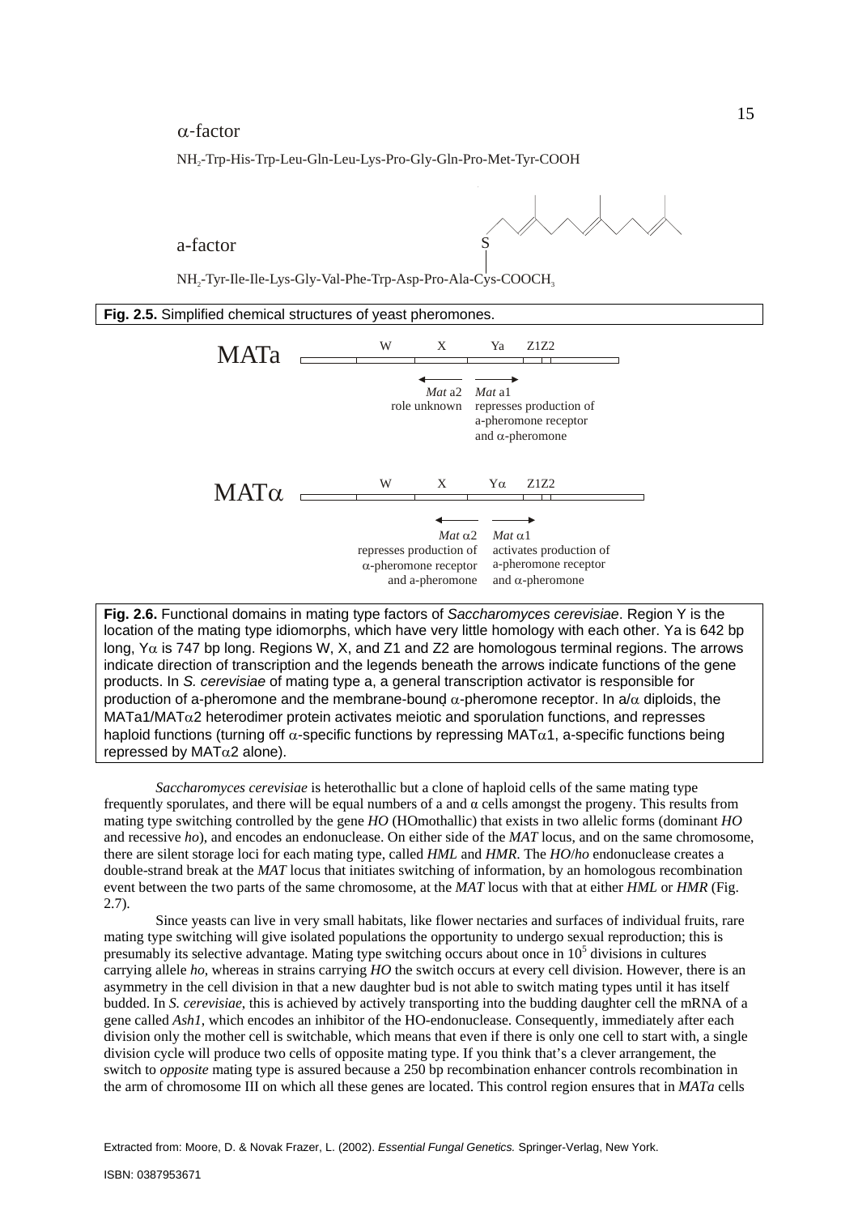α-factor

$NH_2$-Trp-His-Trp-Leu-Gln-Leu-Lys-Pro-Gly-Gln-Pro-Met-Tyr-COOH

a-factor

$NH_2$-Tyr-Ile-Ile-Lys-Gly-Val-Phe-Trp-Asp-Pro-Ala-Cys-$COOCH_3$

**Fig. 2.5.** Simplified chemical structures of yeast pheromones.

MATa — W | X | Ya | Z1Z2

*Mat* a2 — role unknown

*Mat* a1 — represses production of a-pheromone receptor and α-pheromone

MATα — W | X | Yα | Z1Z2

*Mat* α2 — represses production of α-pheromone receptor and a-pheromone

*Mat* α1 — activates production of a-pheromone receptor and α-pheromone

**Fig. 2.6.** Functional domains in mating type factors of *Saccharomyces cerevisiae*. Region Y is the location of the mating type idiomorphs, which have very little homology with each other. Ya is 642 bp long, Yα is 747 bp long. Regions W, X, and Z1 and Z2 are homologous terminal regions. The arrows indicate direction of transcription and the legends beneath the arrows indicate functions of the gene products. In *S. cerevisiae* of mating type a, a general transcription activator is responsible for production of a-pheromone and the membrane-bound α-pheromone receptor. In a/α diploids, the MATa1/MATα2 heterodimer protein activates meiotic and sporulation functions, and represses haploid functions (turning off α-specific functions by repressing MATα1, a-specific functions being repressed by MATα2 alone).

*Saccharomyces cerevisiae* is heterothallic but a clone of haploid cells of the same mating type frequently sporulates, and there will be equal numbers of a and α cells amongst the progeny. This results from mating type switching controlled by the gene *HO* (HOmothallic) that exists in two allelic forms (dominant *HO* and recessive *ho*), and encodes an endonuclease. On either side of the *MAT* locus, and on the same chromosome, there are silent storage loci for each mating type, called *HML* and *HMR*. The *HO*/*ho* endonuclease creates a double-strand break at the *MAT* locus that initiates switching of information, by an homologous recombination event between the two parts of the same chromosome, at the *MAT* locus with that at either *HML* or *HMR* (Fig. 2.7).

Since yeasts can live in very small habitats, like flower nectaries and surfaces of individual fruits, rare mating type switching will give isolated populations the opportunity to undergo sexual reproduction; this is presumably its selective advantage. Mating type switching occurs about once in $10^5$ divisions in cultures carrying allele *ho*, whereas in strains carrying *HO* the switch occurs at every cell division. However, there is an asymmetry in the cell division in that a new daughter bud is not able to switch mating types until it has itself budded. In *S. cerevisiae*, this is achieved by actively transporting into the budding daughter cell the mRNA of a gene called *Ash1*, which encodes an inhibitor of the HO-endonuclease. Consequently, immediately after each division only the mother cell is switchable, which means that even if there is only one cell to start with, a single division cycle will produce two cells of opposite mating type. If you think that's a clever arrangement, the switch to *opposite* mating type is assured because a 250 bp recombination enhancer controls recombination in the arm of chromosome III on which all these genes are located. This control region ensures that in *MATa* cells

Extracted from: Moore, D. & Novak Frazer, L. (2002). *Essential Fungal Genetics.* Springer-Verlag, New York.

ISBN: 0387953671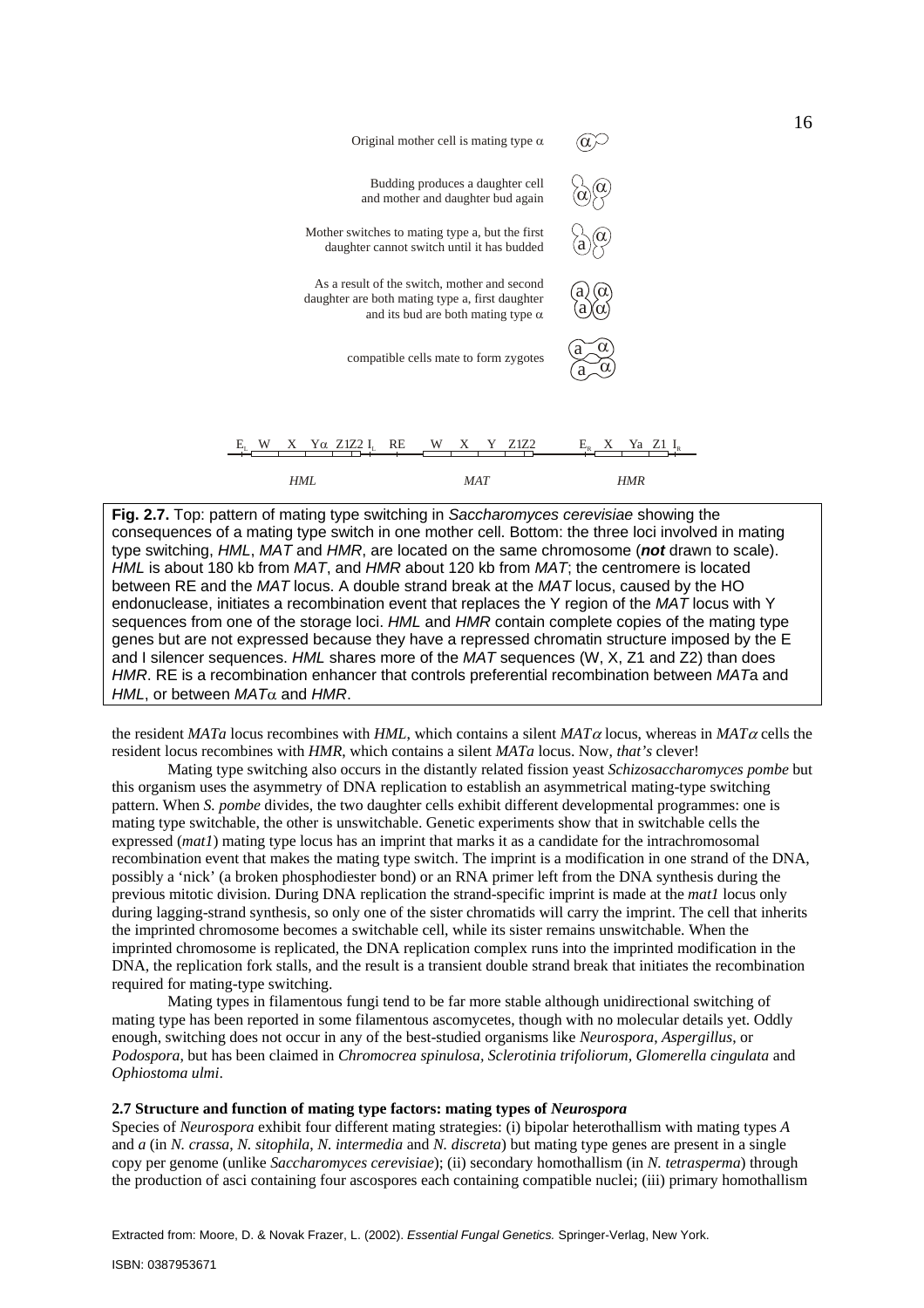Original mother cell is mating type α

Budding produces a daughter cell and mother and daughter bud again

Mother switches to mating type a, but the first daughter cannot switch until it has budded

As a result of the switch, mother and second daughter are both mating type a, first daughter and its bud are both mating type α

compatible cells mate to form zygotes

$E_L$ W X Yα Z1Z2 $I_L$ RE W X Y Z1Z2 $E_R$ X Ya Z1 $I_R$

*HML* *MAT* *HMR*

**Fig. 2.7.** Top: pattern of mating type switching in *Saccharomyces cerevisiae* showing the consequences of a mating type switch in one mother cell. Bottom: the three loci involved in mating type switching, *HML*, *MAT* and *HMR*, are located on the same chromosome (***not*** drawn to scale). *HML* is about 180 kb from *MAT*, and *HMR* about 120 kb from *MAT*; the centromere is located between RE and the *MAT* locus. A double strand break at the *MAT* locus, caused by the HO endonuclease, initiates a recombination event that replaces the Y region of the *MAT* locus with Y sequences from one of the storage loci. *HML* and *HMR* contain complete copies of the mating type genes but are not expressed because they have a repressed chromatin structure imposed by the E and I silencer sequences. *HML* shares more of the *MAT* sequences (W, X, Z1 and Z2) than does *HMR*. RE is a recombination enhancer that controls preferential recombination between *MAT*a and *HML*, or between *MAT*α and *HMR*.

the resident *MATa* locus recombines with *HML*, which contains a silent *MAT*α locus, whereas in *MAT*α cells the resident locus recombines with *HMR*, which contains a silent *MATa* locus. Now, *that's* clever!

Mating type switching also occurs in the distantly related fission yeast *Schizosaccharomyces pombe* but this organism uses the asymmetry of DNA replication to establish an asymmetrical mating-type switching pattern. When *S. pombe* divides, the two daughter cells exhibit different developmental programmes: one is mating type switchable, the other is unswitchable. Genetic experiments show that in switchable cells the expressed (*mat1*) mating type locus has an imprint that marks it as a candidate for the intrachromosomal recombination event that makes the mating type switch. The imprint is a modification in one strand of the DNA, possibly a 'nick' (a broken phosphodiester bond) or an RNA primer left from the DNA synthesis during the previous mitotic division. During DNA replication the strand-specific imprint is made at the *mat1* locus only during lagging-strand synthesis, so only one of the sister chromatids will carry the imprint. The cell that inherits the imprinted chromosome becomes a switchable cell, while its sister remains unswitchable. When the imprinted chromosome is replicated, the DNA replication complex runs into the imprinted modification in the DNA, the replication fork stalls, and the result is a transient double strand break that initiates the recombination required for mating-type switching.

Mating types in filamentous fungi tend to be far more stable although unidirectional switching of mating type has been reported in some filamentous ascomycetes, though with no molecular details yet. Oddly enough, switching does not occur in any of the best-studied organisms like *Neurospora*, *Aspergillus*, or *Podospora*, but has been claimed in *Chromocrea spinulosa*, *Sclerotinia trifoliorum*, *Glomerella cingulata* and *Ophiostoma ulmi*.

### 2.7 Structure and function of mating type factors: mating types of *Neurospora*

Species of *Neurospora* exhibit four different mating strategies: (i) bipolar heterothallism with mating types *A* and *a* (in *N. crassa*, *N. sitophila*, *N. intermedia* and *N. discreta*) but mating type genes are present in a single copy per genome (unlike *Saccharomyces cerevisiae*); (ii) secondary homothallism (in *N. tetrasperma*) through the production of asci containing four ascospores each containing compatible nuclei; (iii) primary homothallism

Extracted from: Moore, D. & Novak Frazer, L. (2002). *Essential Fungal Genetics.* Springer-Verlag, New York.

ISBN: 0387953671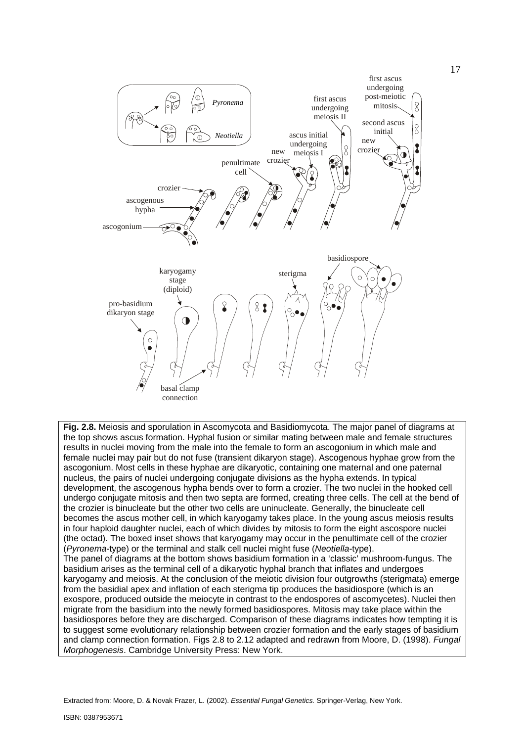first ascus undergoing post-meiotic mitosis

first ascus undergoing meiosis II

second ascus initial

ascus initial undergoing meiosis I

new crozier

new crozier

*Pyronema*

*Neotiella*

penultimate cell

crozier

ascogenous hypha

ascogonium

basidiospore

karyogamy stage (diploid)

sterigma

pro-basidium dikaryon stage

basal clamp connection

**Fig. 2.8.** Meiosis and sporulation in Ascomycota and Basidiomycota. The major panel of diagrams at the top shows ascus formation. Hyphal fusion or similar mating between male and female structures results in nuclei moving from the male into the female to form an ascogonium in which male and female nuclei may pair but do not fuse (transient dikaryon stage). Ascogenous hyphae grow from the ascogonium. Most cells in these hyphae are dikaryotic, containing one maternal and one paternal nucleus, the pairs of nuclei undergoing conjugate divisions as the hypha extends. In typical development, the ascogenous hypha bends over to form a crozier. The two nuclei in the hooked cell undergo conjugate mitosis and then two septa are formed, creating three cells. The cell at the bend of the crozier is binucleate but the other two cells are uninucleate. Generally, the binucleate cell becomes the ascus mother cell, in which karyogamy takes place. In the young ascus meiosis results in four haploid daughter nuclei, each of which divides by mitosis to form the eight ascospore nuclei (the octad). The boxed inset shows that karyogamy may occur in the penultimate cell of the crozier (*Pyronema*-type) or the terminal and stalk cell nuclei might fuse (*Neotiella*-type).
The panel of diagrams at the bottom shows basidium formation in a 'classic' mushroom-fungus. The basidium arises as the terminal cell of a dikaryotic hyphal branch that inflates and undergoes karyogamy and meiosis. At the conclusion of the meiotic division four outgrowths (sterigmata) emerge from the basidial apex and inflation of each sterigma tip produces the basidiospore (which is an exospore, produced outside the meiocyte in contrast to the endospores of ascomycetes). Nuclei then migrate from the basidium into the newly formed basidiospores. Mitosis may take place within the basidiospores before they are discharged. Comparison of these diagrams indicates how tempting it is to suggest some evolutionary relationship between crozier formation and the early stages of basidium and clamp connection formation. Figs 2.8 to 2.12 adapted and redrawn from Moore, D. (1998). *Fungal Morphogenesis*. Cambridge University Press: New York.

Extracted from: Moore, D. & Novak Frazer, L. (2002). *Essential Fungal Genetics.* Springer-Verlag, New York.

ISBN: 0387953671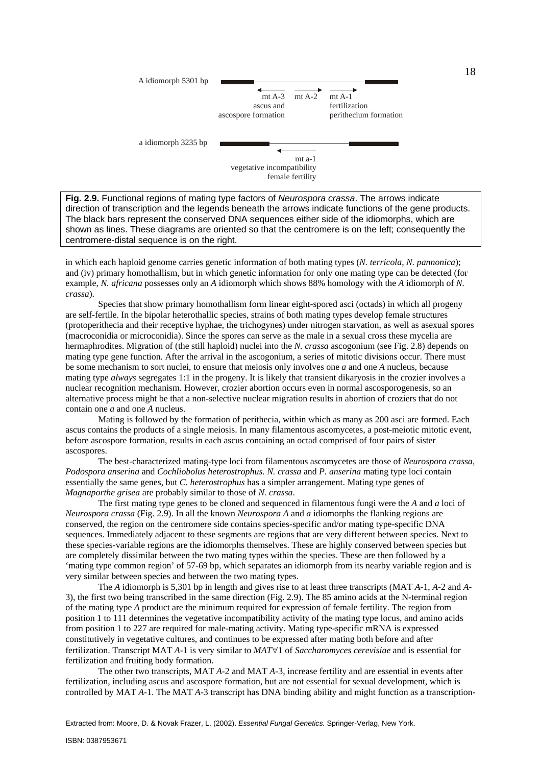A idiomorph 5301 bp

mt A-3 ascus and ascospore formation

mt A-2

mt A-1 fertilization perithecium formation

a idiomorph 3235 bp

mt a-1 vegetative incompatibility female fertility

**Fig. 2.9.** Functional regions of mating type factors of *Neurospora crassa*. The arrows indicate direction of transcription and the legends beneath the arrows indicate functions of the gene products. The black bars represent the conserved DNA sequences either side of the idiomorphs, which are shown as lines. These diagrams are oriented so that the centromere is on the left; consequently the centromere-distal sequence is on the right.

in which each haploid genome carries genetic information of both mating types (*N. terricola*, *N. pannonica*); and (iv) primary homothallism, but in which genetic information for only one mating type can be detected (for example, *N. africana* possesses only an *A* idiomorph which shows 88% homology with the *A* idiomorph of *N. crassa*).

Species that show primary homothallism form linear eight-spored asci (octads) in which all progeny are self-fertile. In the bipolar heterothallic species, strains of both mating types develop female structures (protoperithecia and their receptive hyphae, the trichogynes) under nitrogen starvation, as well as asexual spores (macroconidia or microconidia). Since the spores can serve as the male in a sexual cross these mycelia are hermaphrodites. Migration of (the still haploid) nuclei into the *N. crassa* ascogonium (see Fig. 2.8) depends on mating type gene function. After the arrival in the ascogonium, a series of mitotic divisions occur. There must be some mechanism to sort nuclei, to ensure that meiosis only involves one *a* and one *A* nucleus, because mating type *always* segregates 1:1 in the progeny. It is likely that transient dikaryosis in the crozier involves a nuclear recognition mechanism. However, crozier abortion occurs even in normal ascosporogenesis, so an alternative process might be that a non-selective nuclear migration results in abortion of croziers that do not contain one *a* and one *A* nucleus.

Mating is followed by the formation of perithecia, within which as many as 200 asci are formed. Each ascus contains the products of a single meiosis. In many filamentous ascomycetes, a post-meiotic mitotic event, before ascospore formation, results in each ascus containing an octad comprised of four pairs of sister ascospores.

The best-characterized mating-type loci from filamentous ascomycetes are those of *Neurospora crassa*, *Podospora anserina* and *Cochliobolus heterostrophus*. *N. crassa* and *P. anserina* mating type loci contain essentially the same genes, but *C. heterostrophus* has a simpler arrangement. Mating type genes of *Magnaporthe grisea* are probably similar to those of *N. crassa*.

The first mating type genes to be cloned and sequenced in filamentous fungi were the *A* and *a* loci of *Neurospora crassa* (Fig. 2.9). In all the known *Neurospora A* and *a* idiomorphs the flanking regions are conserved, the region on the centromere side contains species-specific and/or mating type-specific DNA sequences. Immediately adjacent to these segments are regions that are very different between species. Next to these species-variable regions are the idiomorphs themselves. These are highly conserved between species but are completely dissimilar between the two mating types within the species. These are then followed by a 'mating type common region' of 57-69 bp, which separates an idiomorph from its nearby variable region and is very similar between species and between the two mating types.

The *A* idiomorph is 5,301 bp in length and gives rise to at least three transcripts (MAT *A*-1, *A*-2 and *A*-3), the first two being transcribed in the same direction (Fig. 2.9). The 85 amino acids at the N-terminal region of the mating type *A* product are the minimum required for expression of female fertility. The region from position 1 to 111 determines the vegetative incompatibility activity of the mating type locus, and amino acids from position 1 to 227 are required for male-mating activity. Mating type-specific mRNA is expressed constitutively in vegetative cultures, and continues to be expressed after mating both before and after fertilization. Transcript MAT *A*-1 is very similar to *MAT*α1 of *Saccharomyces cerevisiae* and is essential for fertilization and fruiting body formation.

The other two transcripts, MAT *A*-2 and MAT *A*-3, increase fertility and are essential in events after fertilization, including ascus and ascospore formation, but are not essential for sexual development, which is controlled by MAT *A*-1. The MAT *A*-3 transcript has DNA binding ability and might function as a transcription-

Extracted from: Moore, D. & Novak Frazer, L. (2002). *Essential Fungal Genetics.* Springer-Verlag, New York.

ISBN: 0387953671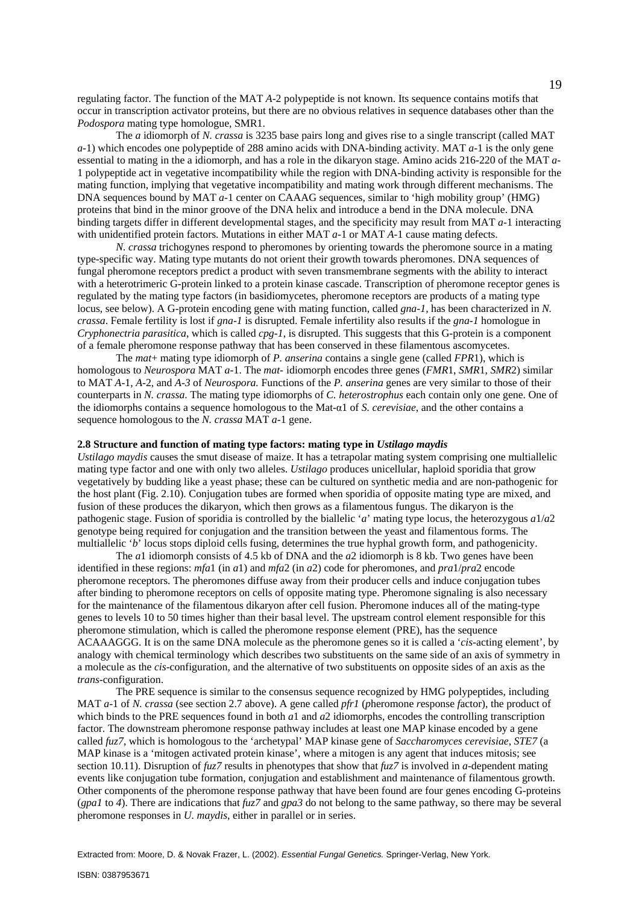regulating factor. The function of the MAT *A*-2 polypeptide is not known. Its sequence contains motifs that occur in transcription activator proteins, but there are no obvious relatives in sequence databases other than the *Podospora* mating type homologue, SMR1.

The *a* idiomorph of *N. crassa* is 3235 base pairs long and gives rise to a single transcript (called MAT *a*-1) which encodes one polypeptide of 288 amino acids with DNA-binding activity. MAT *a*-1 is the only gene essential to mating in the a idiomorph, and has a role in the dikaryon stage. Amino acids 216-220 of the MAT *a*-1 polypeptide act in vegetative incompatibility while the region with DNA-binding activity is responsible for the mating function, implying that vegetative incompatibility and mating work through different mechanisms. The DNA sequences bound by MAT *a*-1 center on CAAAG sequences, similar to 'high mobility group' (HMG) proteins that bind in the minor groove of the DNA helix and introduce a bend in the DNA molecule. DNA binding targets differ in different developmental stages, and the specificity may result from MAT *a*-1 interacting with unidentified protein factors. Mutations in either MAT *a*-1 or MAT *A*-1 cause mating defects.

*N. crassa* trichogynes respond to pheromones by orienting towards the pheromone source in a mating type-specific way. Mating type mutants do not orient their growth towards pheromones. DNA sequences of fungal pheromone receptors predict a product with seven transmembrane segments with the ability to interact with a heterotrimeric G-protein linked to a protein kinase cascade. Transcription of pheromone receptor genes is regulated by the mating type factors (in basidiomycetes, pheromone receptors are products of a mating type locus, see below). A G-protein encoding gene with mating function, called *gna-1*, has been characterized in *N. crassa*. Female fertility is lost if *gna-1* is disrupted. Female infertility also results if the *gna-1* homologue in *Cryphonectria parasitica*, which is called *cpg-1*, is disrupted. This suggests that this G-protein is a component of a female pheromone response pathway that has been conserved in these filamentous ascomycetes.

The *mat*+ mating type idiomorph of *P. anserina* contains a single gene (called *FPR*1), which is homologous to *Neurospora* MAT *a*-1. The *mat*- idiomorph encodes three genes (*FMR*1, *SMR*1, *SMR*2) similar to MAT *A*-1, *A*-2, and *A-3* of *Neurospora.* Functions of the *P. anserina* genes are very similar to those of their counterparts in *N. crassa*. The mating type idiomorphs of *C. heterostrophus* each contain only one gene. One of the idiomorphs contains a sequence homologous to the Mat-α1 of *S. cerevisiae*, and the other contains a sequence homologous to the *N. crassa* MAT *a*-1 gene.

## 2.8 Structure and function of mating type factors: mating type in *Ustilago maydis*

*Ustilago maydis* causes the smut disease of maize. It has a tetrapolar mating system comprising one multiallelic mating type factor and one with only two alleles. *Ustilago* produces unicellular, haploid sporidia that grow vegetatively by budding like a yeast phase; these can be cultured on synthetic media and are non-pathogenic for the host plant (Fig. 2.10). Conjugation tubes are formed when sporidia of opposite mating type are mixed, and fusion of these produces the dikaryon, which then grows as a filamentous fungus. The dikaryon is the pathogenic stage. Fusion of sporidia is controlled by the biallelic '*a*' mating type locus, the heterozygous *a*1/*a*2 genotype being required for conjugation and the transition between the yeast and filamentous forms. The multiallelic '*b*' locus stops diploid cells fusing, determines the true hyphal growth form, and pathogenicity.

The *a*1 idiomorph consists of 4.5 kb of DNA and the *a*2 idiomorph is 8 kb. Two genes have been identified in these regions: *mfa*1 (in *a*1) and *mfa*2 (in *a*2) code for pheromones, and *pra*1/*pra*2 encode pheromone receptors. The pheromones diffuse away from their producer cells and induce conjugation tubes after binding to pheromone receptors on cells of opposite mating type. Pheromone signaling is also necessary for the maintenance of the filamentous dikaryon after cell fusion. Pheromone induces all of the mating-type genes to levels 10 to 50 times higher than their basal level. The upstream control element responsible for this pheromone stimulation, which is called the pheromone response element (PRE), has the sequence ACAAAGGG. It is on the same DNA molecule as the pheromone genes so it is called a '*cis*-acting element', by analogy with chemical terminology which describes two substituents on the same side of an axis of symmetry in a molecule as the *cis*-configuration, and the alternative of two substituents on opposite sides of an axis as the *trans*-configuration.

The PRE sequence is similar to the consensus sequence recognized by HMG polypeptides, including MAT *a*-1 of *N. crassa* (see section 2.7 above). A gene called *pfr1* (*p*heromone *r*esponse *f*actor), the product of which binds to the PRE sequences found in both *a*1 and *a*2 idiomorphs, encodes the controlling transcription factor. The downstream pheromone response pathway includes at least one MAP kinase encoded by a gene called *fuz7*, which is homologous to the 'archetypal' MAP kinase gene of *Saccharomyces cerevisiae*, *STE7* (a MAP kinase is a 'mitogen activated protein kinase', where a mitogen is any agent that induces mitosis; see section 10.11). Disruption of *fuz7* results in phenotypes that show that *fuz7* is involved in *a*-dependent mating events like conjugation tube formation, conjugation and establishment and maintenance of filamentous growth. Other components of the pheromone response pathway that have been found are four genes encoding G-proteins (*gpa1* to *4*). There are indications that *fuz7* and *gpa3* do not belong to the same pathway, so there may be several pheromone responses in *U. maydis*, either in parallel or in series.

Extracted from: Moore, D. & Novak Frazer, L. (2002). *Essential Fungal Genetics.* Springer-Verlag, New York.

ISBN: 0387953671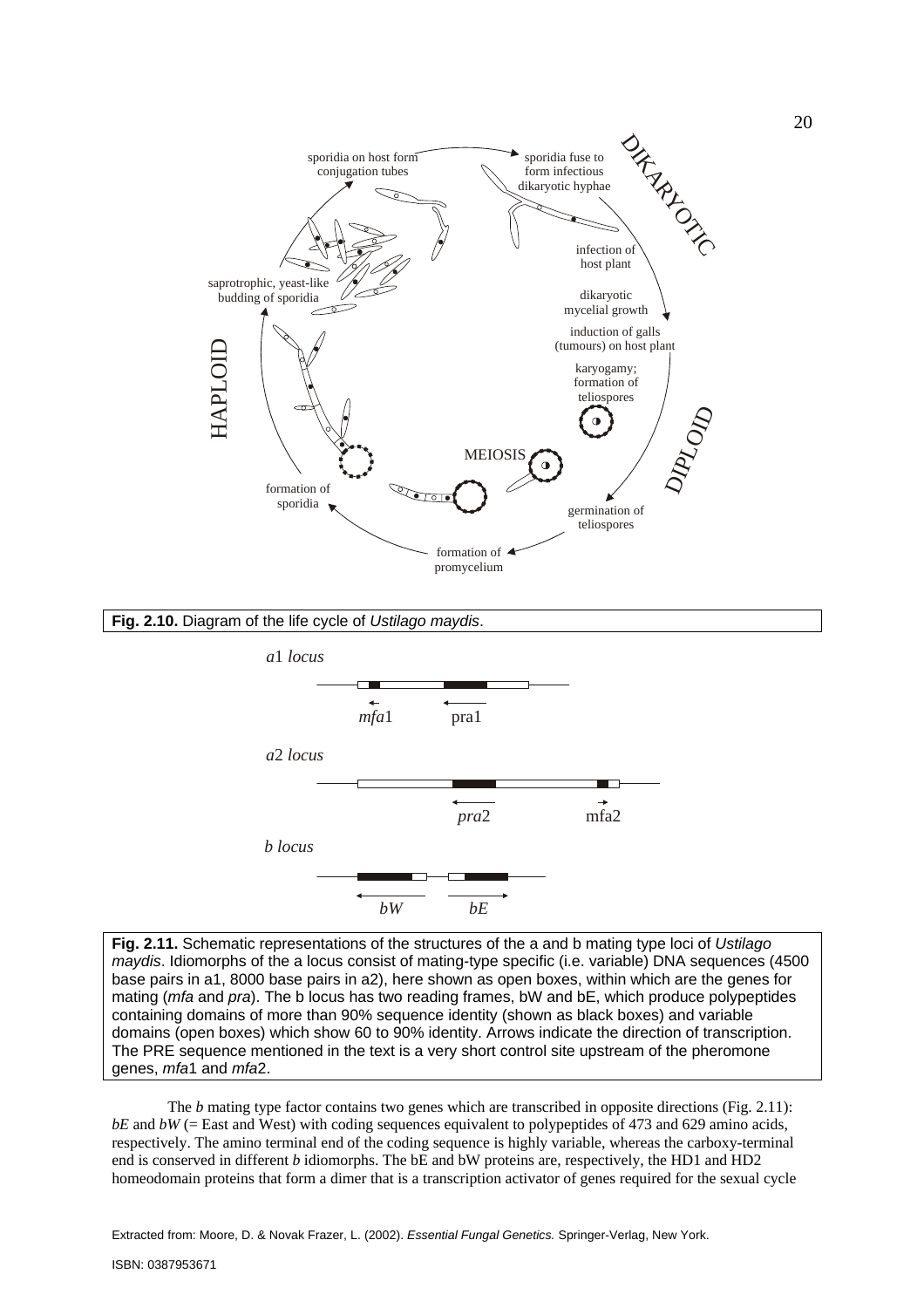**Fig. 2.10.** Diagram of the life cycle of *Ustilago maydis*.

**Fig. 2.11.** Schematic representations of the structures of the a and b mating type loci of *Ustilago maydis*. Idiomorphs of the a locus consist of mating-type specific (i.e. variable) DNA sequences (4500 base pairs in a1, 8000 base pairs in a2), here shown as open boxes, within which are the genes for mating (*mfa* and *pra*). The b locus has two reading frames, bW and bE, which produce polypeptides containing domains of more than 90% sequence identity (shown as black boxes) and variable domains (open boxes) which show 60 to 90% identity. Arrows indicate the direction of transcription. The PRE sequence mentioned in the text is a very short control site upstream of the pheromone genes, *mfa*1 and *mfa*2.

The *b* mating type factor contains two genes which are transcribed in opposite directions (Fig. 2.11): *bE* and *bW* (= East and West) with coding sequences equivalent to polypeptides of 473 and 629 amino acids, respectively. The amino terminal end of the coding sequence is highly variable, whereas the carboxy-terminal end is conserved in different *b* idiomorphs. The bE and bW proteins are, respectively, the HD1 and HD2 homeodomain proteins that form a dimer that is a transcription activator of genes required for the sexual cycle

Extracted from: Moore, D. & Novak Frazer, L. (2002). *Essential Fungal Genetics.* Springer-Verlag, New York.

ISBN: 0387953671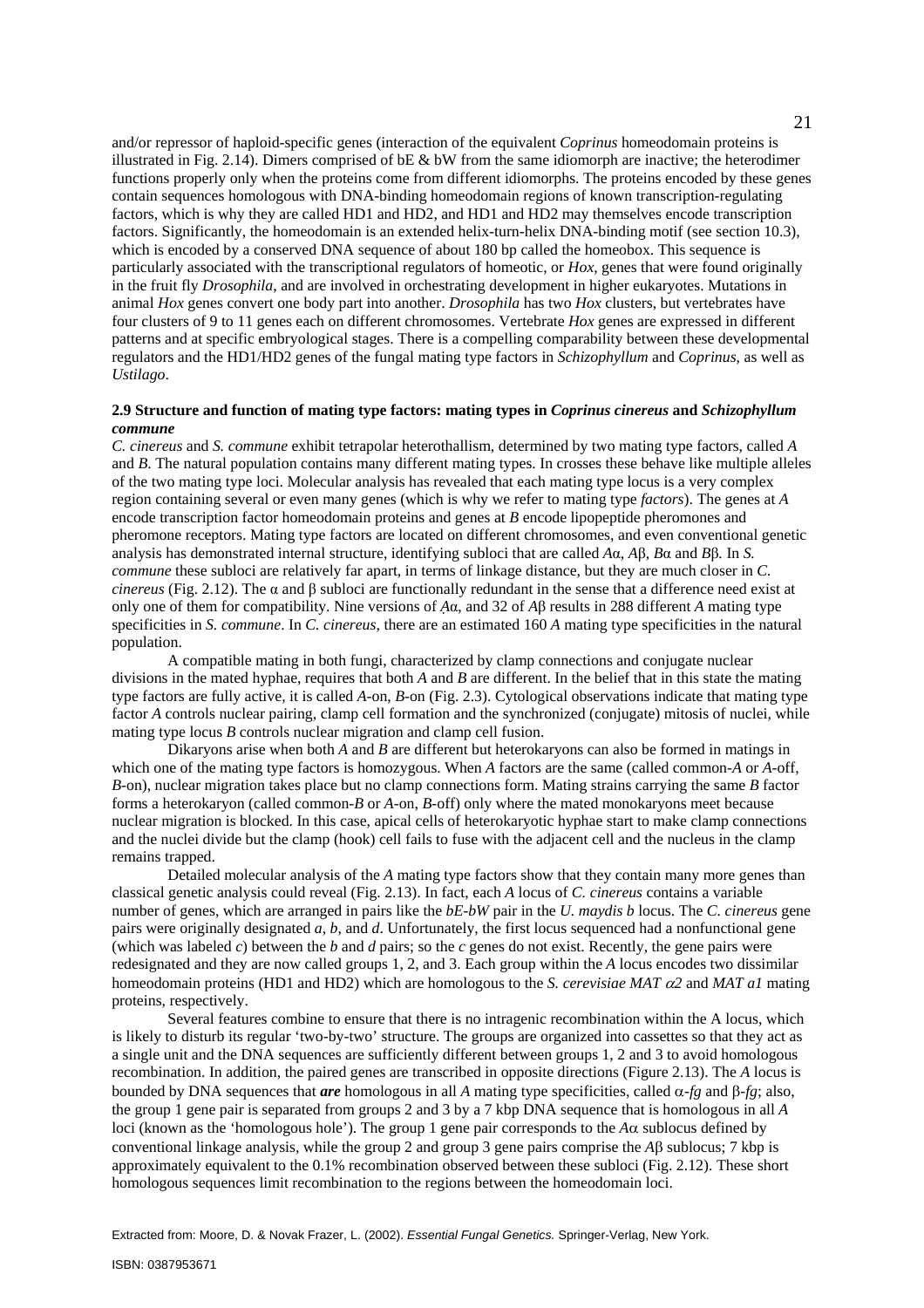and/or repressor of haploid-specific genes (interaction of the equivalent *Coprinus* homeodomain proteins is illustrated in Fig. 2.14). Dimers comprised of bE & bW from the same idiomorph are inactive; the heterodimer functions properly only when the proteins come from different idiomorphs. The proteins encoded by these genes contain sequences homologous with DNA-binding homeodomain regions of known transcription-regulating factors, which is why they are called HD1 and HD2, and HD1 and HD2 may themselves encode transcription factors. Significantly, the homeodomain is an extended helix-turn-helix DNA-binding motif (see section 10.3), which is encoded by a conserved DNA sequence of about 180 bp called the homeobox. This sequence is particularly associated with the transcriptional regulators of homeotic, or *Hox*, genes that were found originally in the fruit fly *Drosophila*, and are involved in orchestrating development in higher eukaryotes. Mutations in animal *Hox* genes convert one body part into another. *Drosophila* has two *Hox* clusters, but vertebrates have four clusters of 9 to 11 genes each on different chromosomes. Vertebrate *Hox* genes are expressed in different patterns and at specific embryological stages. There is a compelling comparability between these developmental regulators and the HD1/HD2 genes of the fungal mating type factors in *Schizophyllum* and *Coprinus*, as well as *Ustilago*.

### 2.9 Structure and function of mating type factors: mating types in *Coprinus cinereus* and *Schizophyllum commune*

*C. cinereus* and *S. commune* exhibit tetrapolar heterothallism, determined by two mating type factors, called *A* and *B*. The natural population contains many different mating types. In crosses these behave like multiple alleles of the two mating type loci. Molecular analysis has revealed that each mating type locus is a very complex region containing several or even many genes (which is why we refer to mating type *factors*). The genes at *A* encode transcription factor homeodomain proteins and genes at *B* encode lipopeptide pheromones and pheromone receptors. Mating type factors are located on different chromosomes, and even conventional genetic analysis has demonstrated internal structure, identifying subloci that are called *A*α, *A*β, *B*α and *B*β. In *S. commune* these subloci are relatively far apart, in terms of linkage distance, but they are much closer in *C. cinereus* (Fig. 2.12). The α and β subloci are functionally redundant in the sense that a difference need exist at only one of them for compatibility. Nine versions of *A*α, and 32 of *A*β results in 288 different *A* mating type specificities in *S. commune*. In *C. cinereus*, there are an estimated 160 *A* mating type specificities in the natural population.

A compatible mating in both fungi, characterized by clamp connections and conjugate nuclear divisions in the mated hyphae, requires that both *A* and *B* are different. In the belief that in this state the mating type factors are fully active, it is called *A*-on, *B*-on (Fig. 2.3). Cytological observations indicate that mating type factor *A* controls nuclear pairing, clamp cell formation and the synchronized (conjugate) mitosis of nuclei, while mating type locus *B* controls nuclear migration and clamp cell fusion.

Dikaryons arise when both *A* and *B* are different but heterokaryons can also be formed in matings in which one of the mating type factors is homozygous. When *A* factors are the same (called common-*A* or *A*-off, *B*-on), nuclear migration takes place but no clamp connections form. Mating strains carrying the same *B* factor forms a heterokaryon (called common-*B* or *A*-on, *B*-off) only where the mated monokaryons meet because nuclear migration is blocked. In this case, apical cells of heterokaryotic hyphae start to make clamp connections and the nuclei divide but the clamp (hook) cell fails to fuse with the adjacent cell and the nucleus in the clamp remains trapped.

Detailed molecular analysis of the *A* mating type factors show that they contain many more genes than classical genetic analysis could reveal (Fig. 2.13). In fact, each *A* locus of *C. cinereus* contains a variable number of genes, which are arranged in pairs like the *bE-bW* pair in the *U. maydis b* locus. The *C. cinereus* gene pairs were originally designated *a*, *b*, and *d*. Unfortunately, the first locus sequenced had a nonfunctional gene (which was labeled *c*) between the *b* and *d* pairs; so the *c* genes do not exist. Recently, the gene pairs were redesignated and they are now called groups 1, 2, and 3. Each group within the *A* locus encodes two dissimilar homeodomain proteins (HD1 and HD2) which are homologous to the *S. cerevisiae MAT* α*2* and *MAT a1* mating proteins, respectively.

Several features combine to ensure that there is no intragenic recombination within the A locus, which is likely to disturb its regular 'two-by-two' structure. The groups are organized into cassettes so that they act as a single unit and the DNA sequences are sufficiently different between groups 1, 2 and 3 to avoid homologous recombination. In addition, the paired genes are transcribed in opposite directions (Figure 2.13). The *A* locus is bounded by DNA sequences that ***are*** homologous in all *A* mating type specificities, called α-*fg* and β-*fg*; also, the group 1 gene pair is separated from groups 2 and 3 by a 7 kbp DNA sequence that is homologous in all *A* loci (known as the 'homologous hole'). The group 1 gene pair corresponds to the *A*α sublocus defined by conventional linkage analysis, while the group 2 and group 3 gene pairs comprise the *A*β sublocus; 7 kbp is approximately equivalent to the 0.1% recombination observed between these subloci (Fig. 2.12). These short homologous sequences limit recombination to the regions between the homeodomain loci.

Extracted from: Moore, D. & Novak Frazer, L. (2002). *Essential Fungal Genetics.* Springer-Verlag, New York.

ISBN: 0387953671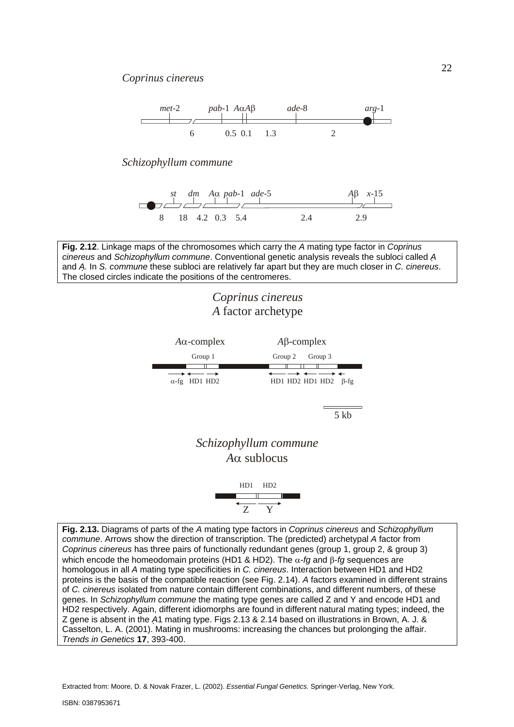*Coprinus cinereus*

*met*-2 *pab*-1 *A*α*A*β *ade*-8 *arg*-1

6 0.5 0.1 1.3 2

*Schizophyllum commune*

*st* *dm* *A*α *pab*-1 *ade*-5 *A*β *x*-15

8 18 4.2 0.3 5.4 2.4 2.9

**Fig. 2.12**. Linkage maps of the chromosomes which carry the *A* mating type factor in *Coprinus cinereus* and *Schizophyllum commune*. Conventional genetic analysis reveals the subloci called *A* and *A*. In *S. commune* these subloci are relatively far apart but they are much closer in *C. cinereus*. The closed circles indicate the positions of the centromeres.

*Coprinus cinereus*
*A* factor archetype

*A*α-complex *A*β-complex

Group 1 Group 2 Group 3

α-fg HD1 HD2 HD1 HD2 HD1 HD2 β-fg

5 kb

*Schizophyllum commune*
*A*α sublocus

HD1 HD2

Z Y

**Fig. 2.13.** Diagrams of parts of the *A* mating type factors in *Coprinus cinereus* and *Schizophyllum commune*. Arrows show the direction of transcription. The (predicted) archetypal *A* factor from *Coprinus cinereus* has three pairs of functionally redundant genes (group 1, group 2, & group 3) which encode the homeodomain proteins (HD1 & HD2). The α-*fg* and β-*fg* sequences are homologous in all *A* mating type specificities in *C. cinereus*. Interaction between HD1 and HD2 proteins is the basis of the compatible reaction (see Fig. 2.14). *A* factors examined in different strains of *C. cinereus* isolated from nature contain different combinations, and different numbers, of these genes. In *Schizophyllum commune* the mating type genes are called Z and Y and encode HD1 and HD2 respectively. Again, different idiomorphs are found in different natural mating types; indeed, the Z gene is absent in the *A*1 mating type. Figs 2.13 & 2.14 based on illustrations in Brown, A. J. & Casselton, L. A. (2001). Mating in mushrooms: increasing the chances but prolonging the affair. *Trends in Genetics* **17**, 393-400.

Extracted from: Moore, D. & Novak Frazer, L. (2002). *Essential Fungal Genetics.* Springer-Verlag, New York.

ISBN: 0387953671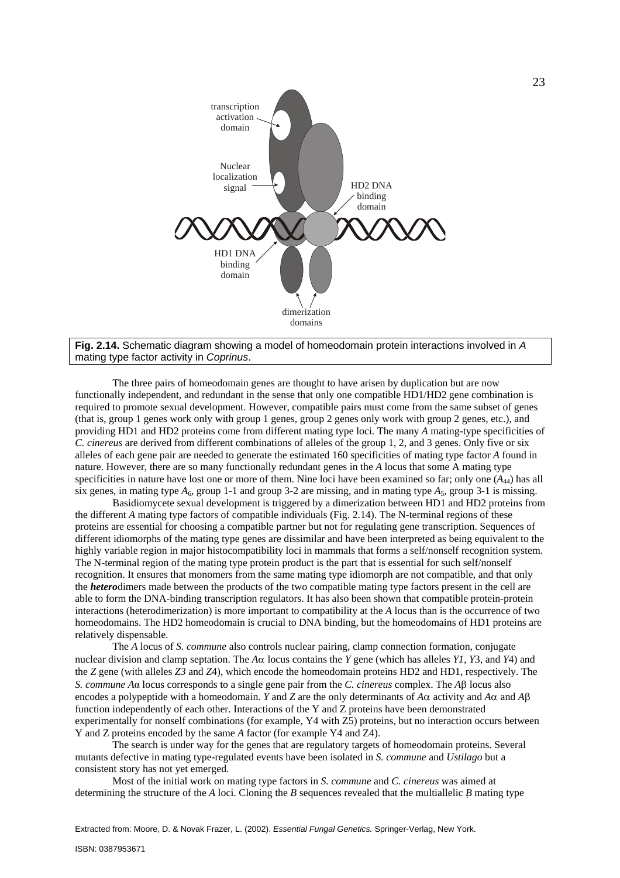transcription activation domain

Nuclear localization signal

HD2 DNA binding domain

HD1 DNA binding domain

dimerization domains

**Fig. 2.14.** Schematic diagram showing a model of homeodomain protein interactions involved in *A* mating type factor activity in *Coprinus*.

The three pairs of homeodomain genes are thought to have arisen by duplication but are now functionally independent, and redundant in the sense that only one compatible HD1/HD2 gene combination is required to promote sexual development. However, compatible pairs must come from the same subset of genes (that is, group 1 genes work only with group 1 genes, group 2 genes only work with group 2 genes, etc.), and providing HD1 and HD2 proteins come from different mating type loci. The many *A* mating-type specificities of *C. cinereus* are derived from different combinations of alleles of the group 1, 2, and 3 genes. Only five or six alleles of each gene pair are needed to generate the estimated 160 specificities of mating type factor *A* found in nature. However, there are so many functionally redundant genes in the *A* locus that some A mating type specificities in nature have lost one or more of them. Nine loci have been examined so far; only one ($A_{44}$) has all six genes, in mating type $A_6$, group 1-1 and group 3-2 are missing, and in mating type $A_5$, group 3-1 is missing.

Basidiomycete sexual development is triggered by a dimerization between HD1 and HD2 proteins from the different *A* mating type factors of compatible individuals (Fig. 2.14). The N-terminal regions of these proteins are essential for choosing a compatible partner but not for regulating gene transcription. Sequences of different idiomorphs of the mating type genes are dissimilar and have been interpreted as being equivalent to the highly variable region in major histocompatibility loci in mammals that forms a self/nonself recognition system. The N-terminal region of the mating type protein product is the part that is essential for such self/nonself recognition. It ensures that monomers from the same mating type idiomorph are not compatible, and that only the ***hetero***dimers made between the products of the two compatible mating type factors present in the cell are able to form the DNA-binding transcription regulators. It has also been shown that compatible protein-protein interactions (heterodimerization) is more important to compatibility at the *A* locus than is the occurrence of two homeodomains. The HD2 homeodomain is crucial to DNA binding, but the homeodomains of HD1 proteins are relatively dispensable.

The *A* locus of *S. commune* also controls nuclear pairing, clamp connection formation, conjugate nuclear division and clamp septation. The *A*α locus contains the *Y* gene (which has alleles *Y1*, *Y*3, and *Y*4) and the *Z* gene (with alleles *Z3* and *Z*4), which encode the homeodomain proteins HD2 and HD1, respectively. The *S. commune A*α locus corresponds to a single gene pair from the *C. cinereus* complex. The *A*β locus also encodes a polypeptide with a homeodomain. *Y* and *Z* are the only determinants of *A*α activity and *A*α and *A*β function independently of each other. Interactions of the Y and Z proteins have been demonstrated experimentally for nonself combinations (for example, Y4 with Z5) proteins, but no interaction occurs between Y and Z proteins encoded by the same *A* factor (for example Y4 and Z4).

The search is under way for the genes that are regulatory targets of homeodomain proteins. Several mutants defective in mating type-regulated events have been isolated in *S. commune* and *Ustilago* but a consistent story has not yet emerged.

Most of the initial work on mating type factors in *S. commune* and *C. cinereus* was aimed at determining the structure of the *A* loci. Cloning the *B* sequences revealed that the multiallelic *B* mating type

Extracted from: Moore, D. & Novak Frazer, L. (2002). *Essential Fungal Genetics.* Springer-Verlag, New York.

ISBN: 0387953671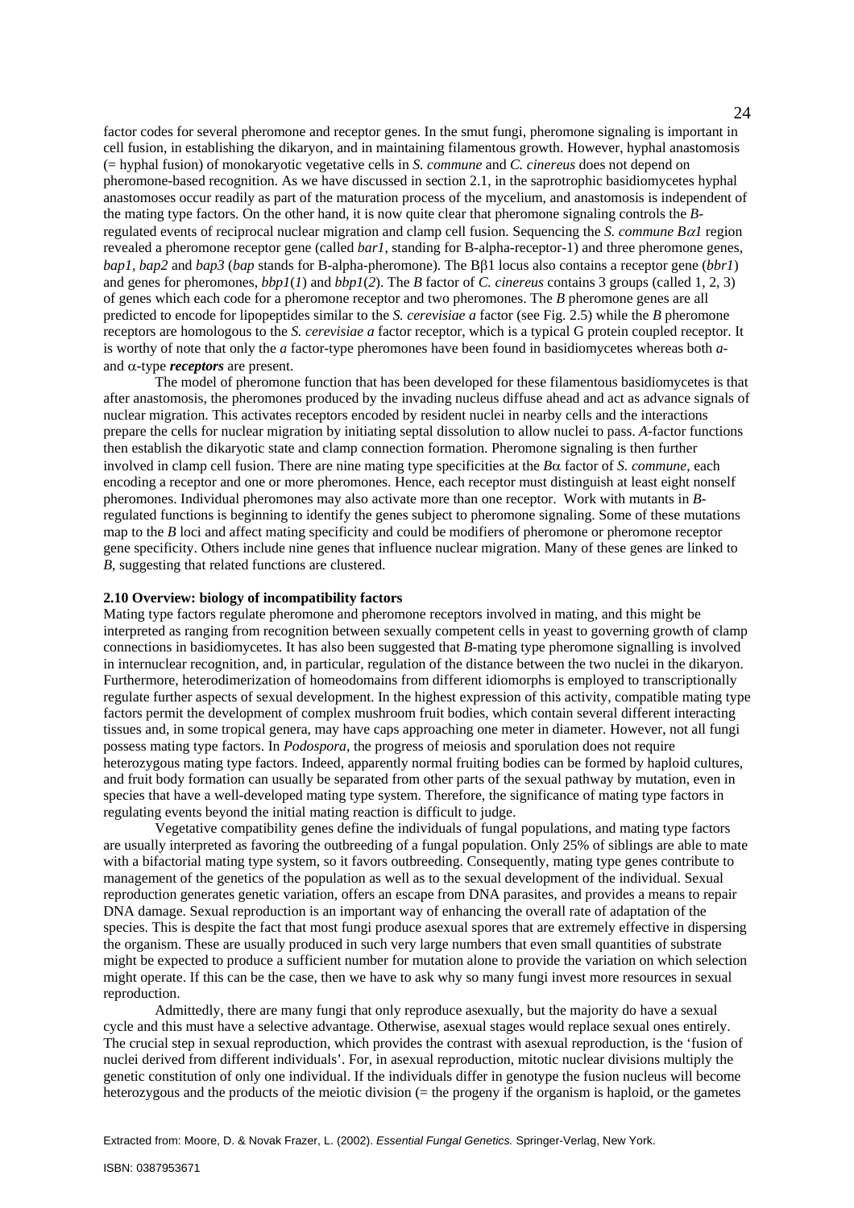factor codes for several pheromone and receptor genes. In the smut fungi, pheromone signaling is important in cell fusion, in establishing the dikaryon, and in maintaining filamentous growth. However, hyphal anastomosis (= hyphal fusion) of monokaryotic vegetative cells in *S. commune* and *C. cinereus* does not depend on pheromone-based recognition. As we have discussed in section 2.1, in the saprotrophic basidiomycetes hyphal anastomoses occur readily as part of the maturation process of the mycelium, and anastomosis is independent of the mating type factors. On the other hand, it is now quite clear that pheromone signaling controls the *B*-regulated events of reciprocal nuclear migration and clamp cell fusion. Sequencing the *S. commune B*$\alpha$*1* region revealed a pheromone receptor gene (called *bar1*, standing for B-alpha-receptor-1) and three pheromone genes, *bap1*, *bap2* and *bap3* (*bap* stands for B-alpha-pheromone). The B$\beta$1 locus also contains a receptor gene (*bbr1*) and genes for pheromones, *bbp1*(*1*) and *bbp1*(*2*). The *B* factor of *C. cinereus* contains 3 groups (called 1, 2, 3) of genes which each code for a pheromone receptor and two pheromones. The *B* pheromone genes are all predicted to encode for lipopeptides similar to the *S. cerevisiae a* factor (see Fig. 2.5) while the *B* pheromone receptors are homologous to the *S. cerevisiae a* factor receptor, which is a typical G protein coupled receptor. It is worthy of note that only the *a* factor-type pheromones have been found in basidiomycetes whereas both *a*- and $\alpha$-type ***receptors*** are present.

The model of pheromone function that has been developed for these filamentous basidiomycetes is that after anastomosis, the pheromones produced by the invading nucleus diffuse ahead and act as advance signals of nuclear migration. This activates receptors encoded by resident nuclei in nearby cells and the interactions prepare the cells for nuclear migration by initiating septal dissolution to allow nuclei to pass. *A*-factor functions then establish the dikaryotic state and clamp connection formation. Pheromone signaling is then further involved in clamp cell fusion. There are nine mating type specificities at the *B*$\alpha$ factor of *S. commune*, each encoding a receptor and one or more pheromones. Hence, each receptor must distinguish at least eight nonself pheromones. Individual pheromones may also activate more than one receptor. Work with mutants in *B*-regulated functions is beginning to identify the genes subject to pheromone signaling. Some of these mutations map to the *B* loci and affect mating specificity and could be modifiers of pheromone or pheromone receptor gene specificity. Others include nine genes that influence nuclear migration. Many of these genes are linked to *B*, suggesting that related functions are clustered.

## 2.10 Overview: biology of incompatibility factors

Mating type factors regulate pheromone and pheromone receptors involved in mating, and this might be interpreted as ranging from recognition between sexually competent cells in yeast to governing growth of clamp connections in basidiomycetes. It has also been suggested that *B*-mating type pheromone signalling is involved in internuclear recognition, and, in particular, regulation of the distance between the two nuclei in the dikaryon. Furthermore, heterodimerization of homeodomains from different idiomorphs is employed to transcriptionally regulate further aspects of sexual development. In the highest expression of this activity, compatible mating type factors permit the development of complex mushroom fruit bodies, which contain several different interacting tissues and, in some tropical genera, may have caps approaching one meter in diameter. However, not all fungi possess mating type factors. In *Podospora*, the progress of meiosis and sporulation does not require heterozygous mating type factors. Indeed, apparently normal fruiting bodies can be formed by haploid cultures, and fruit body formation can usually be separated from other parts of the sexual pathway by mutation, even in species that have a well-developed mating type system. Therefore, the significance of mating type factors in regulating events beyond the initial mating reaction is difficult to judge.

Vegetative compatibility genes define the individuals of fungal populations, and mating type factors are usually interpreted as favoring the outbreeding of a fungal population. Only 25% of siblings are able to mate with a bifactorial mating type system, so it favors outbreeding. Consequently, mating type genes contribute to management of the genetics of the population as well as to the sexual development of the individual. Sexual reproduction generates genetic variation, offers an escape from DNA parasites, and provides a means to repair DNA damage. Sexual reproduction is an important way of enhancing the overall rate of adaptation of the species. This is despite the fact that most fungi produce asexual spores that are extremely effective in dispersing the organism. These are usually produced in such very large numbers that even small quantities of substrate might be expected to produce a sufficient number for mutation alone to provide the variation on which selection might operate. If this can be the case, then we have to ask why so many fungi invest more resources in sexual reproduction.

Admittedly, there are many fungi that only reproduce asexually, but the majority do have a sexual cycle and this must have a selective advantage. Otherwise, asexual stages would replace sexual ones entirely. The crucial step in sexual reproduction, which provides the contrast with asexual reproduction, is the 'fusion of nuclei derived from different individuals'. For, in asexual reproduction, mitotic nuclear divisions multiply the genetic constitution of only one individual. If the individuals differ in genotype the fusion nucleus will become heterozygous and the products of the meiotic division (= the progeny if the organism is haploid, or the gametes

Extracted from: Moore, D. & Novak Frazer, L. (2002). *Essential Fungal Genetics.* Springer-Verlag, New York.

ISBN: 0387953671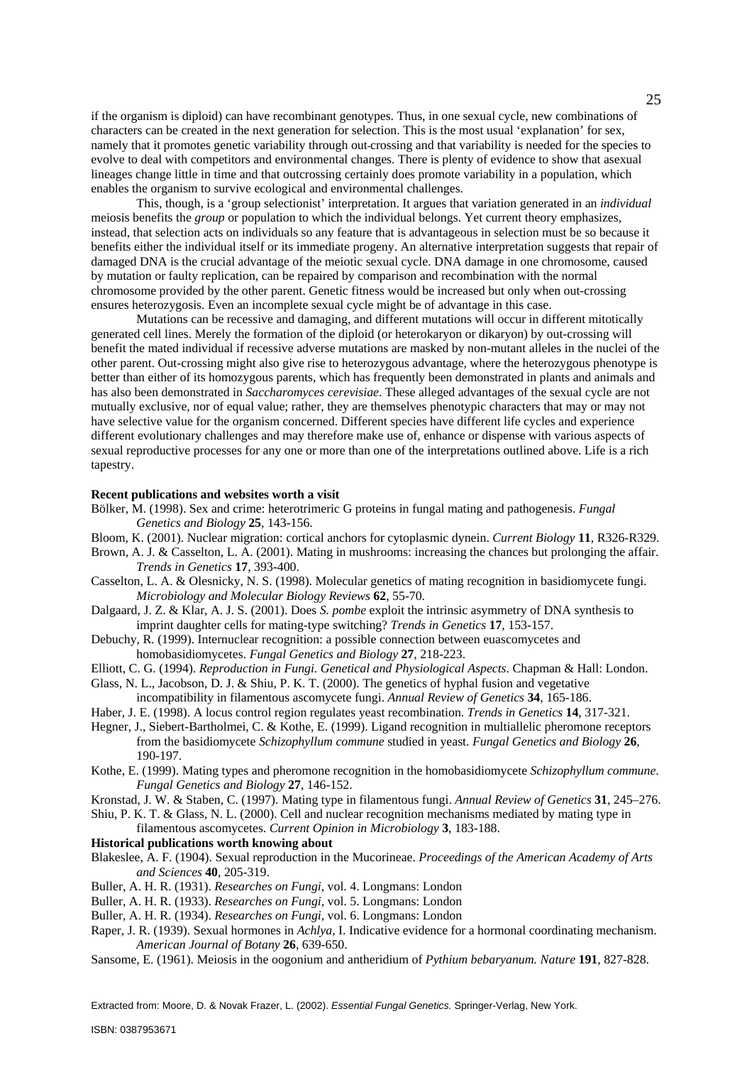if the organism is diploid) can have recombinant genotypes. Thus, in one sexual cycle, new combinations of characters can be created in the next generation for selection. This is the most usual 'explanation' for sex, namely that it promotes genetic variability through out-crossing and that variability is needed for the species to evolve to deal with competitors and environmental changes. There is plenty of evidence to show that asexual lineages change little in time and that outcrossing certainly does promote variability in a population, which enables the organism to survive ecological and environmental challenges.

This, though, is a 'group selectionist' interpretation. It argues that variation generated in an *individual* meiosis benefits the *group* or population to which the individual belongs. Yet current theory emphasizes, instead, that selection acts on individuals so any feature that is advantageous in selection must be so because it benefits either the individual itself or its immediate progeny. An alternative interpretation suggests that repair of damaged DNA is the crucial advantage of the meiotic sexual cycle. DNA damage in one chromosome, caused by mutation or faulty replication, can be repaired by comparison and recombination with the normal chromosome provided by the other parent. Genetic fitness would be increased but only when out-crossing ensures heterozygosis. Even an incomplete sexual cycle might be of advantage in this case.

Mutations can be recessive and damaging, and different mutations will occur in different mitotically generated cell lines. Merely the formation of the diploid (or heterokaryon or dikaryon) by out-crossing will benefit the mated individual if recessive adverse mutations are masked by non-mutant alleles in the nuclei of the other parent. Out-crossing might also give rise to heterozygous advantage, where the heterozygous phenotype is better than either of its homozygous parents, which has frequently been demonstrated in plants and animals and has also been demonstrated in *Saccharomyces cerevisiae*. These alleged advantages of the sexual cycle are not mutually exclusive, nor of equal value; rather, they are themselves phenotypic characters that may or may not have selective value for the organism concerned. Different species have different life cycles and experience different evolutionary challenges and may therefore make use of, enhance or dispense with various aspects of sexual reproductive processes for any one or more than one of the interpretations outlined above. Life is a rich tapestry.

**Recent publications and websites worth a visit**

Bölker, M. (1998). Sex and crime: heterotrimeric G proteins in fungal mating and pathogenesis. *Fungal Genetics and Biology* **25**, 143-156.

Bloom, K. (2001). Nuclear migration: cortical anchors for cytoplasmic dynein. *Current Biology* **11**, R326-R329.

Brown, A. J. & Casselton, L. A. (2001). Mating in mushrooms: increasing the chances but prolonging the affair. *Trends in Genetics* **17**, 393-400.

Casselton, L. A. & Olesnicky, N. S. (1998). Molecular genetics of mating recognition in basidiomycete fungi. *Microbiology and Molecular Biology Reviews* **62**, 55-70.

Dalgaard, J. Z. & Klar, A. J. S. (2001). Does *S. pombe* exploit the intrinsic asymmetry of DNA synthesis to imprint daughter cells for mating-type switching? *Trends in Genetics* **17**, 153-157.

Debuchy, R. (1999). Internuclear recognition: a possible connection between euascomycetes and homobasidiomycetes. *Fungal Genetics and Biology* **27**, 218-223.

Elliott, C. G. (1994). *Reproduction in Fungi. Genetical and Physiological Aspects*. Chapman & Hall: London.

Glass, N. L., Jacobson, D. J. & Shiu, P. K. T. (2000). The genetics of hyphal fusion and vegetative incompatibility in filamentous ascomycete fungi. *Annual Review of Genetics* **34**, 165-186.

Haber, J. E. (1998). A locus control region regulates yeast recombination. *Trends in Genetics* **14**, 317-321.

Hegner, J., Siebert-Bartholmei, C. & Kothe, E. (1999). Ligand recognition in multiallelic pheromone receptors from the basidiomycete *Schizophyllum commune* studied in yeast. *Fungal Genetics and Biology* **26**, 190-197.

Kothe, E. (1999). Mating types and pheromone recognition in the homobasidiomycete *Schizophyllum commune*. *Fungal Genetics and Biology* **27**, 146-152.

Kronstad, J. W. & Staben, C. (1997). Mating type in filamentous fungi. *Annual Review of Genetics* **31**, 245–276.

Shiu, P. K. T. & Glass, N. L. (2000). Cell and nuclear recognition mechanisms mediated by mating type in filamentous ascomycetes. *Current Opinion in Microbiology* **3**, 183-188.

**Historical publications worth knowing about**

Blakeslee, A. F. (1904). Sexual reproduction in the Mucorineae. *Proceedings of the American Academy of Arts and Sciences* **40**, 205-319.

Buller, A. H. R. (1931). *Researches on Fungi*, vol. 4. Longmans: London

Buller, A. H. R. (1933). *Researches on Fungi*, vol. 5. Longmans: London

Buller, A. H. R. (1934). *Researches on Fungi*, vol. 6. Longmans: London

Raper, J. R. (1939). Sexual hormones in *Achlya*, I. Indicative evidence for a hormonal coordinating mechanism. *American Journal of Botany* **26**, 639-650.

Sansome, E. (1961). Meiosis in the oogonium and antheridium of *Pythium bebaryanum. Nature* **191**, 827-828.

Extracted from: Moore, D. & Novak Frazer, L. (2002). *Essential Fungal Genetics.* Springer-Verlag, New York.

ISBN: 0387953671